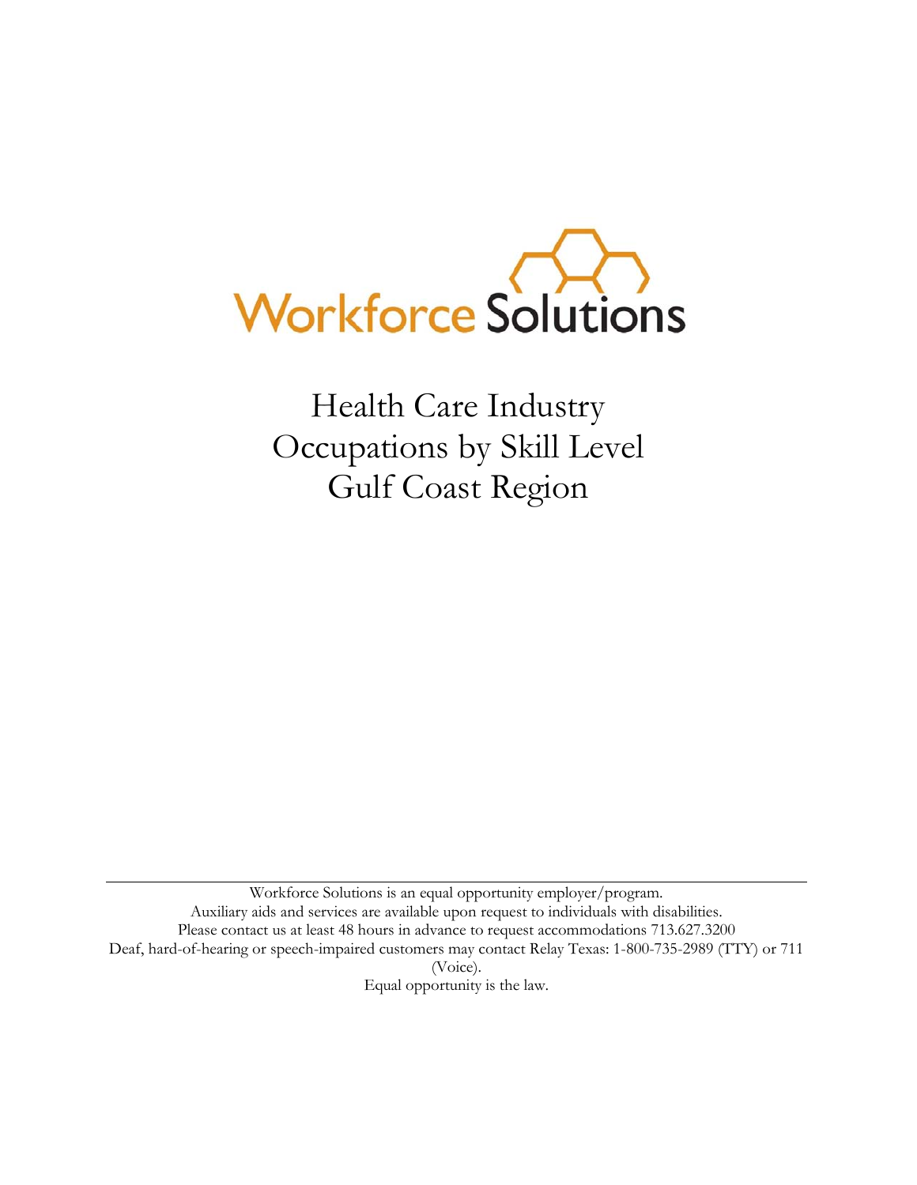Workforce Solutions

# Health Care Industry
# Occupations by Skill Level
# Gulf Coast Region

Workforce Solutions is an equal opportunity employer/program.
Auxiliary aids and services are available upon request to individuals with disabilities.
Please contact us at least 48 hours in advance to request accommodations 713.627.3200
Deaf, hard-of-hearing or speech-impaired customers may contact Relay Texas: 1-800-735-2989 (TTY) or 711 (Voice).
Equal opportunity is the law.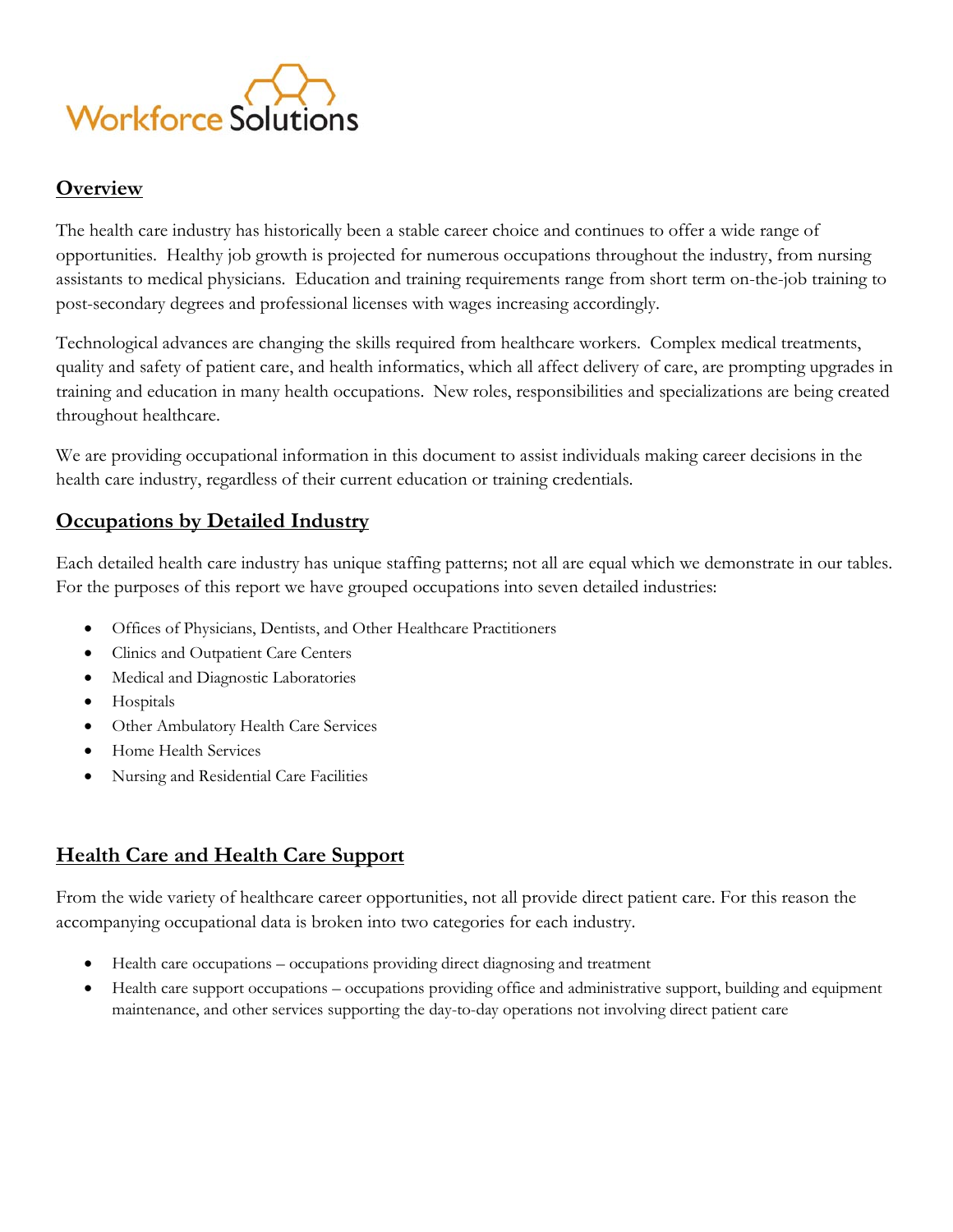Workforce Solutions

## Overview

The health care industry has historically been a stable career choice and continues to offer a wide range of opportunities. Healthy job growth is projected for numerous occupations throughout the industry, from nursing assistants to medical physicians. Education and training requirements range from short term on-the-job training to post-secondary degrees and professional licenses with wages increasing accordingly.

Technological advances are changing the skills required from healthcare workers. Complex medical treatments, quality and safety of patient care, and health informatics, which all affect delivery of care, are prompting upgrades in training and education in many health occupations. New roles, responsibilities and specializations are being created throughout healthcare.

We are providing occupational information in this document to assist individuals making career decisions in the health care industry, regardless of their current education or training credentials.

## Occupations by Detailed Industry

Each detailed health care industry has unique staffing patterns; not all are equal which we demonstrate in our tables. For the purposes of this report we have grouped occupations into seven detailed industries:

- Offices of Physicians, Dentists, and Other Healthcare Practitioners
- Clinics and Outpatient Care Centers
- Medical and Diagnostic Laboratories
- Hospitals
- Other Ambulatory Health Care Services
- Home Health Services
- Nursing and Residential Care Facilities

## Health Care and Health Care Support

From the wide variety of healthcare career opportunities, not all provide direct patient care. For this reason the accompanying occupational data is broken into two categories for each industry.

- Health care occupations – occupations providing direct diagnosing and treatment
- Health care support occupations – occupations providing office and administrative support, building and equipment maintenance, and other services supporting the day-to-day operations not involving direct patient care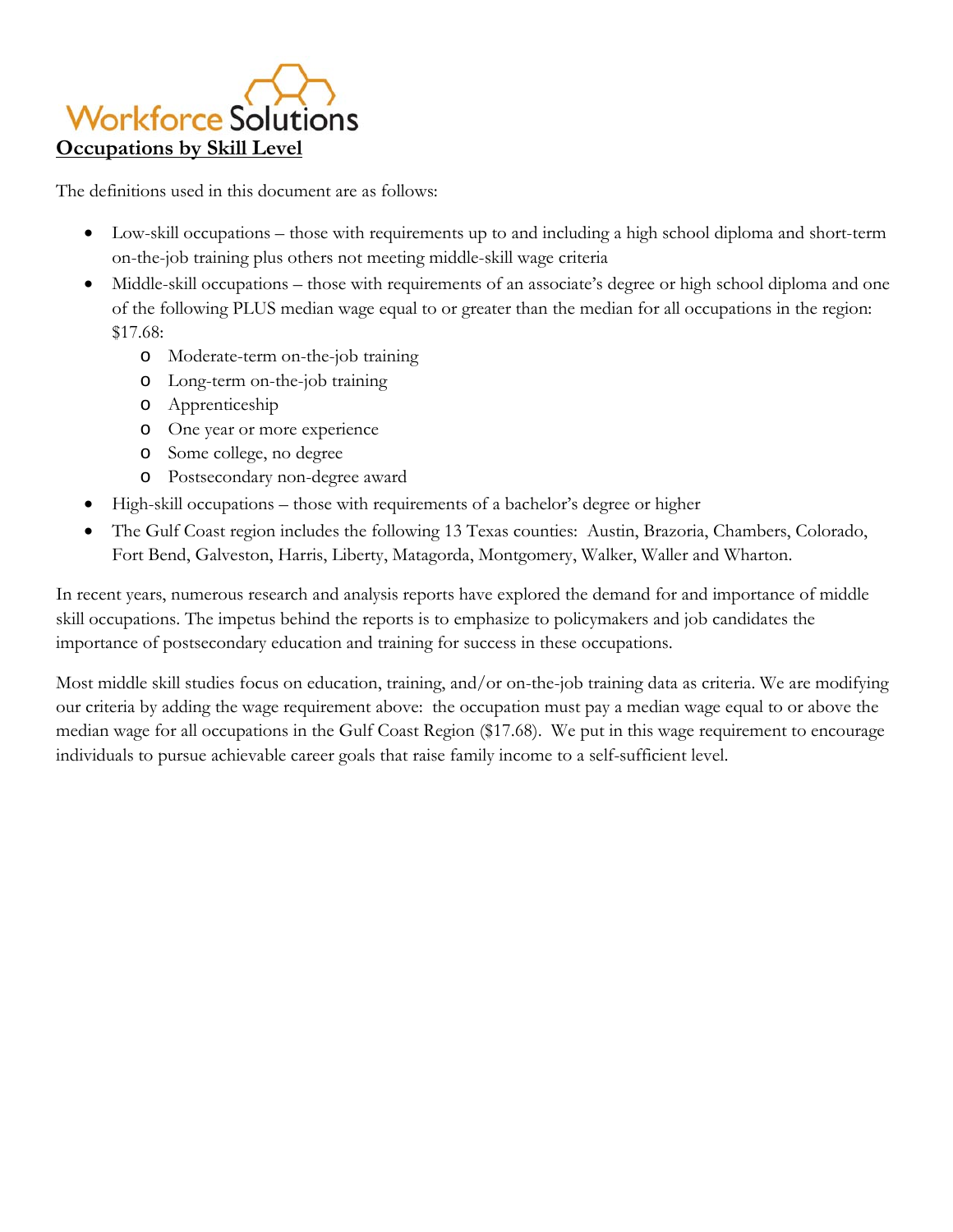Workforce Solutions

## Occupations by Skill Level

The definitions used in this document are as follows:

- Low-skill occupations – those with requirements up to and including a high school diploma and short-term on-the-job training plus others not meeting middle-skill wage criteria
- Middle-skill occupations – those with requirements of an associate's degree or high school diploma and one of the following PLUS median wage equal to or greater than the median for all occupations in the region: $17.68:
  - Moderate-term on-the-job training
  - Long-term on-the-job training
  - Apprenticeship
  - One year or more experience
  - Some college, no degree
  - Postsecondary non-degree award
- High-skill occupations – those with requirements of a bachelor's degree or higher
- The Gulf Coast region includes the following 13 Texas counties: Austin, Brazoria, Chambers, Colorado, Fort Bend, Galveston, Harris, Liberty, Matagorda, Montgomery, Walker, Waller and Wharton.

In recent years, numerous research and analysis reports have explored the demand for and importance of middle skill occupations. The impetus behind the reports is to emphasize to policymakers and job candidates the importance of postsecondary education and training for success in these occupations.

Most middle skill studies focus on education, training, and/or on-the-job training data as criteria. We are modifying our criteria by adding the wage requirement above: the occupation must pay a median wage equal to or above the median wage for all occupations in the Gulf Coast Region ($17.68). We put in this wage requirement to encourage individuals to pursue achievable career goals that raise family income to a self-sufficient level.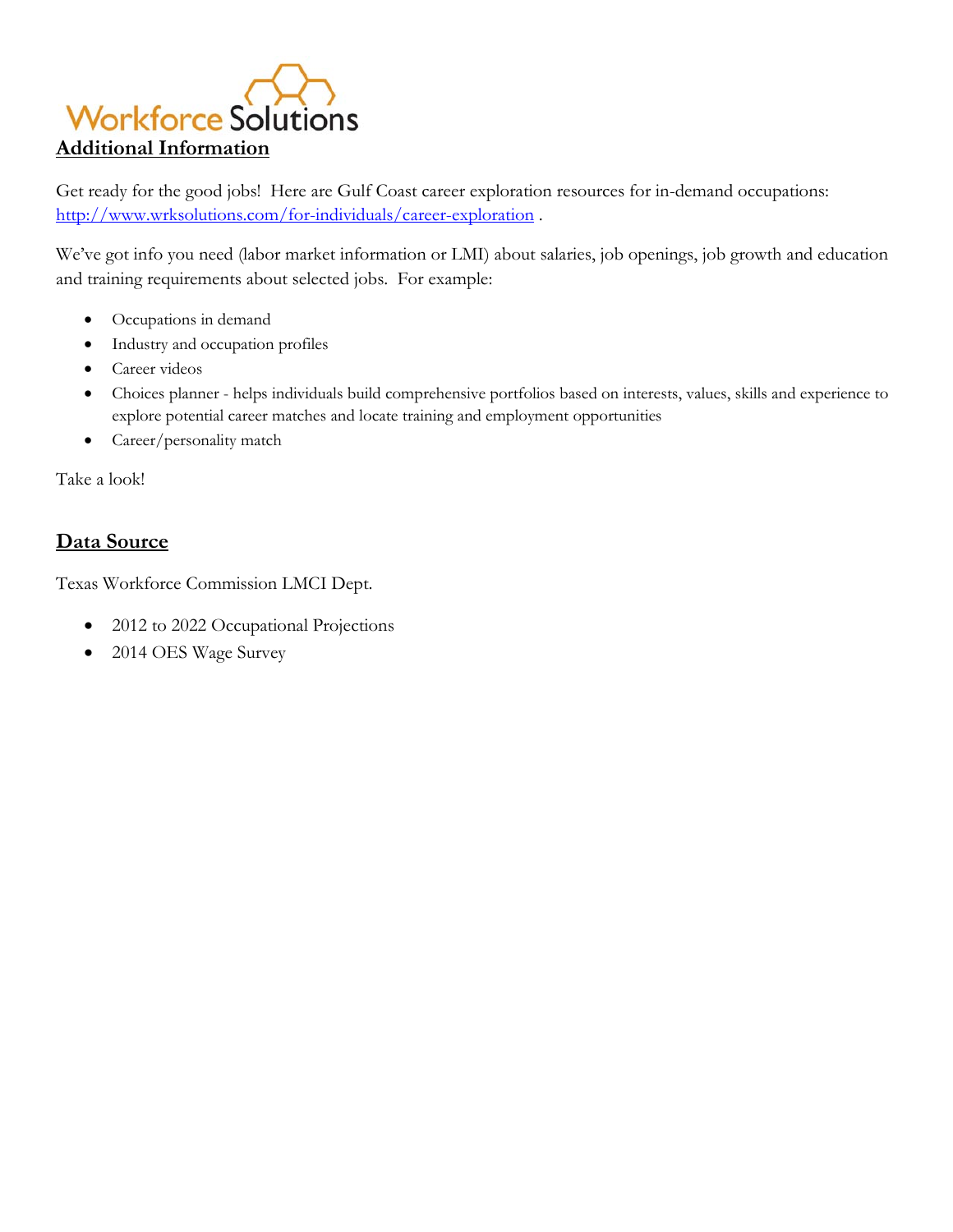Workforce Solutions

## Additional Information

Get ready for the good jobs! Here are Gulf Coast career exploration resources for in-demand occupations: [http://www.wrksolutions.com/for-individuals/career-exploration](http://www.wrksolutions.com/for-individuals/career-exploration) .

We've got info you need (labor market information or LMI) about salaries, job openings, job growth and education and training requirements about selected jobs. For example:

- Occupations in demand
- Industry and occupation profiles
- Career videos
- Choices planner - helps individuals build comprehensive portfolios based on interests, values, skills and experience to explore potential career matches and locate training and employment opportunities
- Career/personality match

Take a look!

## Data Source

Texas Workforce Commission LMCI Dept.

- 2012 to 2022 Occupational Projections
- 2014 OES Wage Survey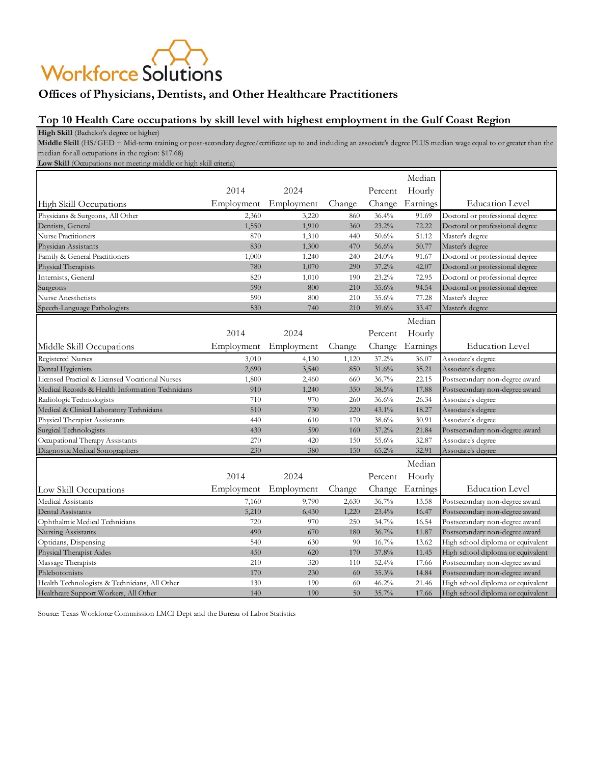Workforce Solutions

## Offices of Physicians, Dentists, and Other Healthcare Practitioners

### Top 10 Health Care occupations by skill level with highest employment in the Gulf Coast Region

**High Skill** (Bachelor's degree or higher)
**Middle Skill** (HS/GED + Mid-term training or post-secondary degree/certificate up to and including an associate's degree PLUS median wage equal to or greater than the median for all occupations in the region: $17.68)
**Low Skill** (Occupations not meeting middle or high skill criteria)

| High Skill Occupations | 2014 Employment | 2024 Employment | Change | Percent Change | Median Hourly Earnings | Education Level |
|---|---|---|---|---|---|---|
| Physicians & Surgeons, All Other | 2,360 | 3,220 | 860 | 36.4% | 91.69 | Doctoral or professional degree |
| Dentists, General | 1,550 | 1,910 | 360 | 23.2% | 72.22 | Doctoral or professional degree |
| Nurse Practitioners | 870 | 1,310 | 440 | 50.6% | 51.12 | Master's degree |
| Physician Assistants | 830 | 1,300 | 470 | 56.6% | 50.77 | Master's degree |
| Family & General Practitioners | 1,000 | 1,240 | 240 | 24.0% | 91.67 | Doctoral or professional degree |
| Physical Therapists | 780 | 1,070 | 290 | 37.2% | 42.07 | Doctoral or professional degree |
| Internists, General | 820 | 1,010 | 190 | 23.2% | 72.95 | Doctoral or professional degree |
| Surgeons | 590 | 800 | 210 | 35.6% | 94.54 | Doctoral or professional degree |
| Nurse Anesthetists | 590 | 800 | 210 | 35.6% | 77.28 | Master's degree |
| Speech-Language Pathologists | 530 | 740 | 210 | 39.6% | 33.47 | Master's degree |

| Middle Skill Occupations | 2014 Employment | 2024 Employment | Change | Percent Change | Median Hourly Earnings | Education Level |
|---|---|---|---|---|---|---|
| Registered Nurses | 3,010 | 4,130 | 1,120 | 37.2% | 36.07 | Associate's degree |
| Dental Hygienists | 2,690 | 3,540 | 850 | 31.6% | 35.21 | Associate's degree |
| Licensed Practical & Licensed Vocational Nurses | 1,800 | 2,460 | 660 | 36.7% | 22.15 | Postsecondary non-degree award |
| Medical Records & Health Information Technicians | 910 | 1,240 | 350 | 38.5% | 17.88 | Postsecondary non-degree award |
| Radiologic Technologists | 710 | 970 | 260 | 36.6% | 26.34 | Associate's degree |
| Medical & Clinical Laboratory Technicians | 510 | 730 | 220 | 43.1% | 18.27 | Associate's degree |
| Physical Therapist Assistants | 440 | 610 | 170 | 38.6% | 30.91 | Associate's degree |
| Surgical Technologists | 430 | 590 | 160 | 37.2% | 21.84 | Postsecondary non-degree award |
| Occupational Therapy Assistants | 270 | 420 | 150 | 55.6% | 32.87 | Associate's degree |
| Diagnostic Medical Sonographers | 230 | 380 | 150 | 65.2% | 32.91 | Associate's degree |

| Low Skill Occupations | 2014 Employment | 2024 Employment | Change | Percent Change | Median Hourly Earnings | Education Level |
|---|---|---|---|---|---|---|
| Medical Assistants | 7,160 | 9,790 | 2,630 | 36.7% | 13.58 | Postsecondary non-degree award |
| Dental Assistants | 5,210 | 6,430 | 1,220 | 23.4% | 16.47 | Postsecondary non-degree award |
| Ophthalmic Medical Technicians | 720 | 970 | 250 | 34.7% | 16.54 | Postsecondary non-degree award |
| Nursing Assistants | 490 | 670 | 180 | 36.7% | 11.87 | Postsecondary non-degree award |
| Opticians, Dispensing | 540 | 630 | 90 | 16.7% | 13.62 | High school diploma or equivalent |
| Physical Therapist Aides | 450 | 620 | 170 | 37.8% | 11.45 | High school diploma or equivalent |
| Massage Therapists | 210 | 320 | 110 | 52.4% | 17.66 | Postsecondary non-degree award |
| Phlebotomists | 170 | 230 | 60 | 35.3% | 14.84 | Postsecondary non-degree award |
| Health Technologists & Technicians, All Other | 130 | 190 | 60 | 46.2% | 21.46 | High school diploma or equivalent |
| Healthcare Support Workers, All Other | 140 | 190 | 50 | 35.7% | 17.66 | High school diploma or equivalent |

Source: Texas Workforce Commission LMCI Dept and the Bureau of Labor Statistics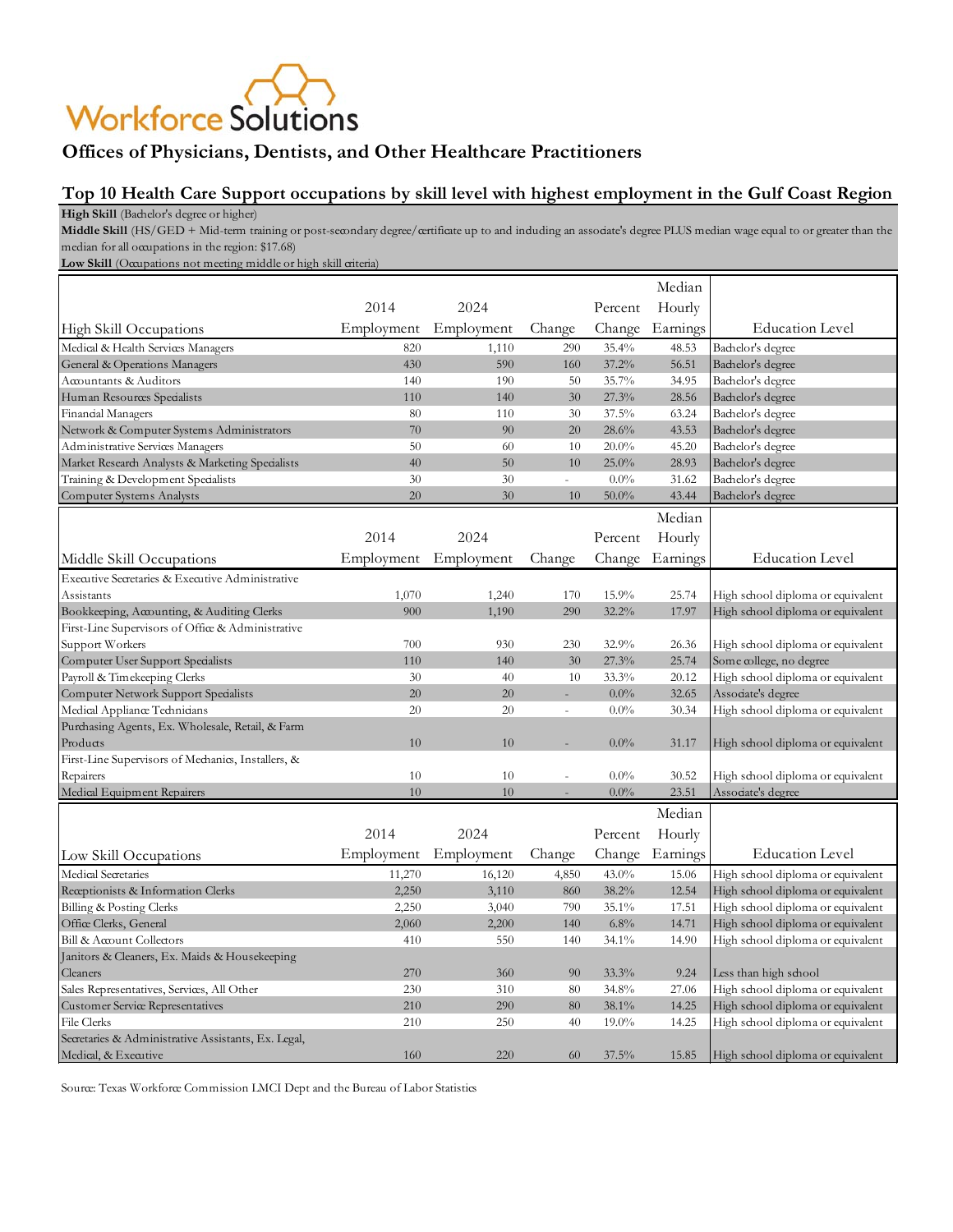# Workforce Solutions

## Offices of Physicians, Dentists, and Other Healthcare Practitioners

### Top 10 Health Care Support occupations by skill level with highest employment in the Gulf Coast Region

**High Skill** (Bachelor's degree or higher)
**Middle Skill** (HS/GED + Mid-term training or post-secondary degree/certificate up to and including an associate's degree PLUS median wage equal to or greater than the median for all occupations in the region: $17.68)
**Low Skill** (Occupations not meeting middle or high skill criteria)

| High Skill Occupations | 2014 Employment | 2024 Employment | Change | Percent Change | Median Hourly Earnings | Education Level |
|---|---|---|---|---|---|---|
| Medical & Health Services Managers | 820 | 1,110 | 290 | 35.4% | 48.53 | Bachelor's degree |
| General & Operations Managers | 430 | 590 | 160 | 37.2% | 56.51 | Bachelor's degree |
| Accountants & Auditors | 140 | 190 | 50 | 35.7% | 34.95 | Bachelor's degree |
| Human Resources Specialists | 110 | 140 | 30 | 27.3% | 28.56 | Bachelor's degree |
| Financial Managers | 80 | 110 | 30 | 37.5% | 63.24 | Bachelor's degree |
| Network & Computer Systems Administrators | 70 | 90 | 20 | 28.6% | 43.53 | Bachelor's degree |
| Administrative Services Managers | 50 | 60 | 10 | 20.0% | 45.20 | Bachelor's degree |
| Market Research Analysts & Marketing Specialists | 40 | 50 | 10 | 25.0% | 28.93 | Bachelor's degree |
| Training & Development Specialists | 30 | 30 | - | 0.0% | 31.62 | Bachelor's degree |
| Computer Systems Analysts | 20 | 30 | 10 | 50.0% | 43.44 | Bachelor's degree |

| Middle Skill Occupations | 2014 Employment | 2024 Employment | Change | Percent Change | Median Hourly Earnings | Education Level |
|---|---|---|---|---|---|---|
| Executive Secretaries & Executive Administrative Assistants | 1,070 | 1,240 | 170 | 15.9% | 25.74 | High school diploma or equivalent |
| Bookkeeping, Accounting, & Auditing Clerks | 900 | 1,190 | 290 | 32.2% | 17.97 | High school diploma or equivalent |
| First-Line Supervisors of Office & Administrative Support Workers | 700 | 930 | 230 | 32.9% | 26.36 | High school diploma or equivalent |
| Computer User Support Specialists | 110 | 140 | 30 | 27.3% | 25.74 | Some college, no degree |
| Payroll & Timekeeping Clerks | 30 | 40 | 10 | 33.3% | 20.12 | High school diploma or equivalent |
| Computer Network Support Specialists | 20 | 20 | - | 0.0% | 32.65 | Associate's degree |
| Medical Appliance Technicians | 20 | 20 | - | 0.0% | 30.34 | High school diploma or equivalent |
| Purchasing Agents, Ex. Wholesale, Retail, & Farm Products | 10 | 10 | - | 0.0% | 31.17 | High school diploma or equivalent |
| First-Line Supervisors of Mechanics, Installers, & Repairers | 10 | 10 | - | 0.0% | 30.52 | High school diploma or equivalent |
| Medical Equipment Repairers | 10 | 10 | - | 0.0% | 23.51 | Associate's degree |

| Low Skill Occupations | 2014 Employment | 2024 Employment | Change | Percent Change | Median Hourly Earnings | Education Level |
|---|---|---|---|---|---|---|
| Medical Secretaries | 11,270 | 16,120 | 4,850 | 43.0% | 15.06 | High school diploma or equivalent |
| Receptionists & Information Clerks | 2,250 | 3,110 | 860 | 38.2% | 12.54 | High school diploma or equivalent |
| Billing & Posting Clerks | 2,250 | 3,040 | 790 | 35.1% | 17.51 | High school diploma or equivalent |
| Office Clerks, General | 2,060 | 2,200 | 140 | 6.8% | 14.71 | High school diploma or equivalent |
| Bill & Account Collectors | 410 | 550 | 140 | 34.1% | 14.90 | High school diploma or equivalent |
| Janitors & Cleaners, Ex. Maids & Housekeeping Cleaners | 270 | 360 | 90 | 33.3% | 9.24 | Less than high school |
| Sales Representatives, Services, All Other | 230 | 310 | 80 | 34.8% | 27.06 | High school diploma or equivalent |
| Customer Service Representatives | 210 | 290 | 80 | 38.1% | 14.25 | High school diploma or equivalent |
| File Clerks | 210 | 250 | 40 | 19.0% | 14.25 | High school diploma or equivalent |
| Secretaries & Administrative Assistants, Ex. Legal, Medical, & Executive | 160 | 220 | 60 | 37.5% | 15.85 | High school diploma or equivalent |

Source: Texas Workforce Commission LMCI Dept and the Bureau of Labor Statistics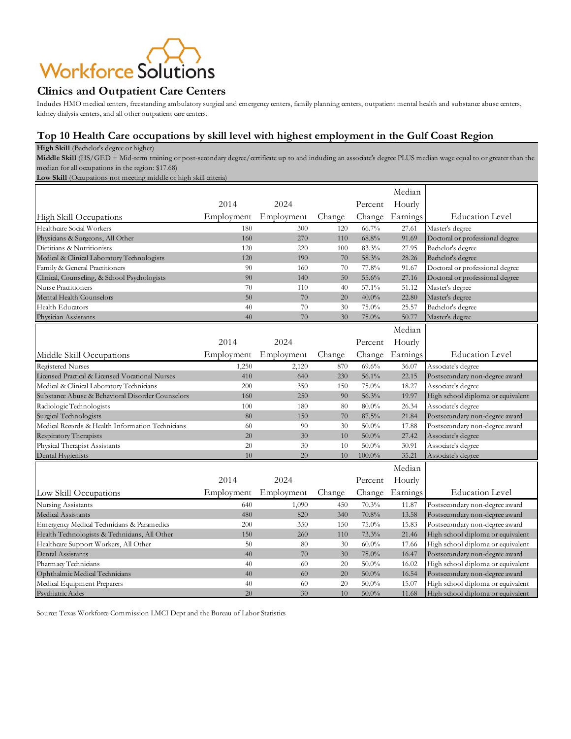Workforce Solutions

## Clinics and Outpatient Care Centers

Includes HMO medical centers, freestanding ambulatory surgical and emergency centers, family planning centers, outpatient mental health and substance abuse centers, kidney dialysis centers, and all other outpatient care centers.

### Top 10 Health Care occupations by skill level with highest employment in the Gulf Coast Region

**High Skill** (Bachelor's degree or higher)
**Middle Skill** (HS/GED + Mid-term training or post-secondary degree/certificate up to and including an associate's degree PLUS median wage equal to or greater than the median for all occupations in the region: $17.68)
**Low Skill** (Occupations not meeting middle or high skill criteria)

| High Skill Occupations | 2014 Employment | 2024 Employment | Change | Percent Change | Median Hourly Earnings | Education Level |
|---|---|---|---|---|---|---|
| Healthcare Social Workers | 180 | 300 | 120 | 66.7% | 27.61 | Master's degree |
| Physicians & Surgeons, All Other | 160 | 270 | 110 | 68.8% | 91.69 | Doctoral or professional degree |
| Dietitians & Nutritionists | 120 | 220 | 100 | 83.3% | 27.95 | Bachelor's degree |
| Medical & Clinical Laboratory Technologists | 120 | 190 | 70 | 58.3% | 28.26 | Bachelor's degree |
| Family & General Practitioners | 90 | 160 | 70 | 77.8% | 91.67 | Doctoral or professional degree |
| Clinical, Counseling, & School Psychologists | 90 | 140 | 50 | 55.6% | 27.16 | Doctoral or professional degree |
| Nurse Practitioners | 70 | 110 | 40 | 57.1% | 51.12 | Master's degree |
| Mental Health Counselors | 50 | 70 | 20 | 40.0% | 22.80 | Master's degree |
| Health Educators | 40 | 70 | 30 | 75.0% | 25.57 | Bachelor's degree |
| Physician Assistants | 40 | 70 | 30 | 75.0% | 50.77 | Master's degree |

| Middle Skill Occupations | 2014 Employment | 2024 Employment | Change | Percent Change | Median Hourly Earnings | Education Level |
|---|---|---|---|---|---|---|
| Registered Nurses | 1,250 | 2,120 | 870 | 69.6% | 36.07 | Associate's degree |
| Licensed Practical & Licensed Vocational Nurses | 410 | 640 | 230 | 56.1% | 22.15 | Postsecondary non-degree award |
| Medical & Clinical Laboratory Technicians | 200 | 350 | 150 | 75.0% | 18.27 | Associate's degree |
| Substance Abuse & Behavioral Disorder Counselors | 160 | 250 | 90 | 56.3% | 19.97 | High school diploma or equivalent |
| Radiologic Technologists | 100 | 180 | 80 | 80.0% | 26.34 | Associate's degree |
| Surgical Technologists | 80 | 150 | 70 | 87.5% | 21.84 | Postsecondary non-degree award |
| Medical Records & Health Information Technicians | 60 | 90 | 30 | 50.0% | 17.88 | Postsecondary non-degree award |
| Respiratory Therapists | 20 | 30 | 10 | 50.0% | 27.42 | Associate's degree |
| Physical Therapist Assistants | 20 | 30 | 10 | 50.0% | 30.91 | Associate's degree |
| Dental Hygienists | 10 | 20 | 10 | 100.0% | 35.21 | Associate's degree |

| Low Skill Occupations | 2014 Employment | 2024 Employment | Change | Percent Change | Median Hourly Earnings | Education Level |
|---|---|---|---|---|---|---|
| Nursing Assistants | 640 | 1,090 | 450 | 70.3% | 11.87 | Postsecondary non-degree award |
| Medical Assistants | 480 | 820 | 340 | 70.8% | 13.58 | Postsecondary non-degree award |
| Emergency Medical Technicians & Paramedics | 200 | 350 | 150 | 75.0% | 15.83 | Postsecondary non-degree award |
| Health Technologists & Technicians, All Other | 150 | 260 | 110 | 73.3% | 21.46 | High school diploma or equivalent |
| Healthcare Support Workers, All Other | 50 | 80 | 30 | 60.0% | 17.66 | High school diploma or equivalent |
| Dental Assistants | 40 | 70 | 30 | 75.0% | 16.47 | Postsecondary non-degree award |
| Pharmacy Technicians | 40 | 60 | 20 | 50.0% | 16.02 | High school diploma or equivalent |
| Ophthalmic Medical Technicians | 40 | 60 | 20 | 50.0% | 16.54 | Postsecondary non-degree award |
| Medical Equipment Preparers | 40 | 60 | 20 | 50.0% | 15.07 | High school diploma or equivalent |
| Psychiatric Aides | 20 | 30 | 10 | 50.0% | 11.68 | High school diploma or equivalent |

Source: Texas Workforce Commission LMCI Dept and the Bureau of Labor Statistics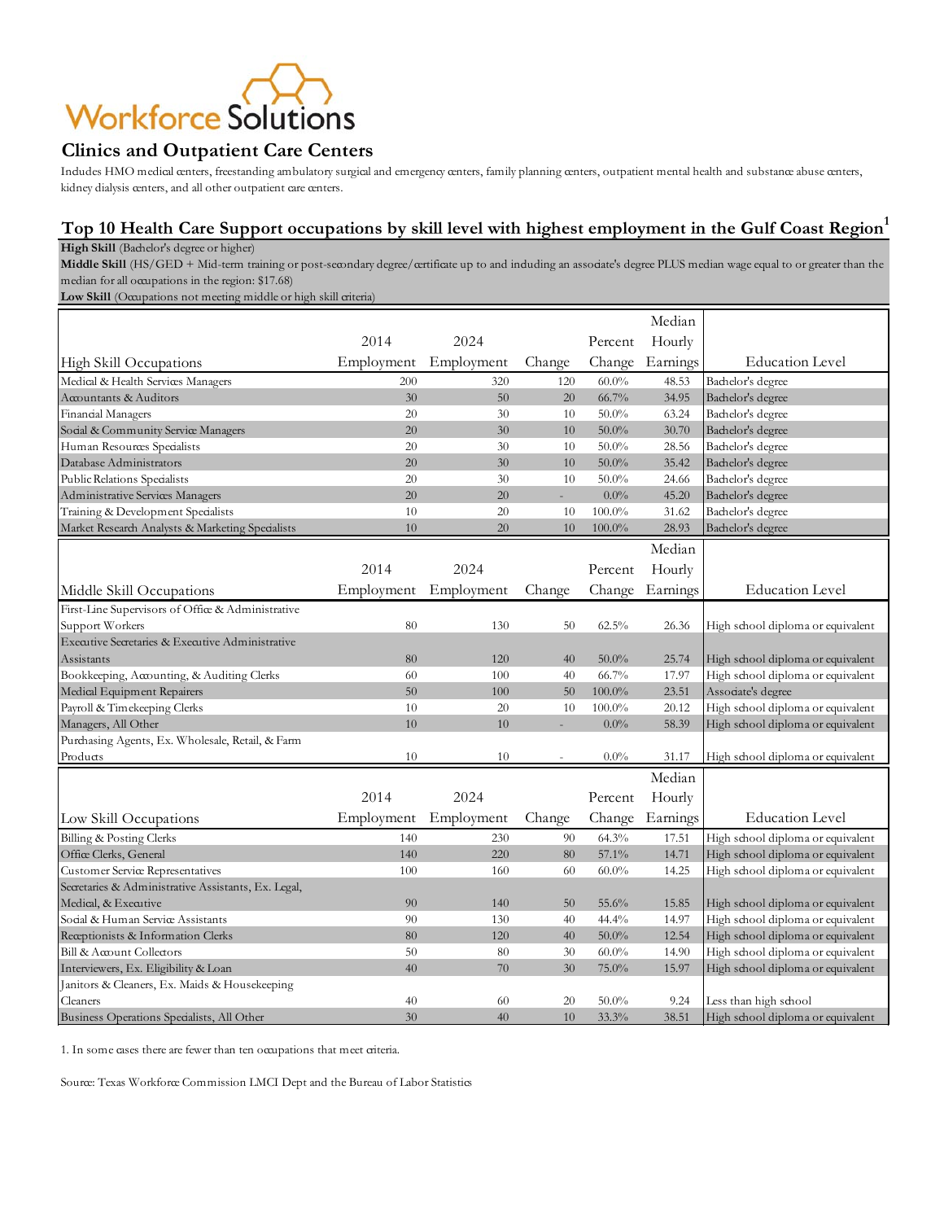Workforce Solutions

## Clinics and Outpatient Care Centers

Includes HMO medical centers, freestanding ambulatory surgical and emergency centers, family planning centers, outpatient mental health and substance abuse centers, kidney dialysis centers, and all other outpatient care centers.

## Top 10 Health Care Support occupations by skill level with highest employment in the Gulf Coast Region[1]

**High Skill** (Bachelor's degree or higher)
**Middle Skill** (HS/GED + Mid-term training or post-secondary degree/certificate up to and including an associate's degree PLUS median wage equal to or greater than the median for all occupations in the region: $17.68)
**Low Skill** (Occupations not meeting middle or high skill criteria)

| High Skill Occupations | 2014 Employment | 2024 Employment | Change | Percent Change | Median Hourly Earnings | Education Level |
|---|---|---|---|---|---|---|
| Medical & Health Services Managers | 200 | 320 | 120 | 60.0% | 48.53 | Bachelor's degree |
| Accountants & Auditors | 30 | 50 | 20 | 66.7% | 34.95 | Bachelor's degree |
| Financial Managers | 20 | 30 | 10 | 50.0% | 63.24 | Bachelor's degree |
| Social & Community Service Managers | 20 | 30 | 10 | 50.0% | 30.70 | Bachelor's degree |
| Human Resources Specialists | 20 | 30 | 10 | 50.0% | 28.56 | Bachelor's degree |
| Database Administrators | 20 | 30 | 10 | 50.0% | 35.42 | Bachelor's degree |
| Public Relations Specialists | 20 | 30 | 10 | 50.0% | 24.66 | Bachelor's degree |
| Administrative Services Managers | 20 | 20 | - | 0.0% | 45.20 | Bachelor's degree |
| Training & Development Specialists | 10 | 20 | 10 | 100.0% | 31.62 | Bachelor's degree |
| Market Research Analysts & Marketing Specialists | 10 | 20 | 10 | 100.0% | 28.93 | Bachelor's degree |

| Middle Skill Occupations | 2014 Employment | 2024 Employment | Change | Percent Change | Median Hourly Earnings | Education Level |
|---|---|---|---|---|---|---|
| First-Line Supervisors of Office & Administrative Support Workers | 80 | 130 | 50 | 62.5% | 26.36 | High school diploma or equivalent |
| Executive Secretaries & Executive Administrative Assistants | 80 | 120 | 40 | 50.0% | 25.74 | High school diploma or equivalent |
| Bookkeeping, Accounting, & Auditing Clerks | 60 | 100 | 40 | 66.7% | 17.97 | High school diploma or equivalent |
| Medical Equipment Repairers | 50 | 100 | 50 | 100.0% | 23.51 | Associate's degree |
| Payroll & Timekeeping Clerks | 10 | 20 | 10 | 100.0% | 20.12 | High school diploma or equivalent |
| Managers, All Other | 10 | 10 | - | 0.0% | 58.39 | High school diploma or equivalent |
| Purchasing Agents, Ex. Wholesale, Retail, & Farm Products | 10 | 10 | - | 0.0% | 31.17 | High school diploma or equivalent |

| Low Skill Occupations | 2014 Employment | 2024 Employment | Change | Percent Change | Median Hourly Earnings | Education Level |
|---|---|---|---|---|---|---|
| Billing & Posting Clerks | 140 | 230 | 90 | 64.3% | 17.51 | High school diploma or equivalent |
| Office Clerks, General | 140 | 220 | 80 | 57.1% | 14.71 | High school diploma or equivalent |
| Customer Service Representatives | 100 | 160 | 60 | 60.0% | 14.25 | High school diploma or equivalent |
| Secretaries & Administrative Assistants, Ex. Legal, Medical, & Executive | 90 | 140 | 50 | 55.6% | 15.85 | High school diploma or equivalent |
| Social & Human Service Assistants | 90 | 130 | 40 | 44.4% | 14.97 | High school diploma or equivalent |
| Receptionists & Information Clerks | 80 | 120 | 40 | 50.0% | 12.54 | High school diploma or equivalent |
| Bill & Account Collectors | 50 | 80 | 30 | 60.0% | 14.90 | High school diploma or equivalent |
| Interviewers, Ex. Eligibility & Loan | 40 | 70 | 30 | 75.0% | 15.97 | High school diploma or equivalent |
| Janitors & Cleaners, Ex. Maids & Housekeeping Cleaners | 40 | 60 | 20 | 50.0% | 9.24 | Less than high school |
| Business Operations Specialists, All Other | 30 | 40 | 10 | 33.3% | 38.51 | High school diploma or equivalent |

1. In some cases there are fewer than ten occupations that meet criteria.

Source: Texas Workforce Commission LMCI Dept and the Bureau of Labor Statistics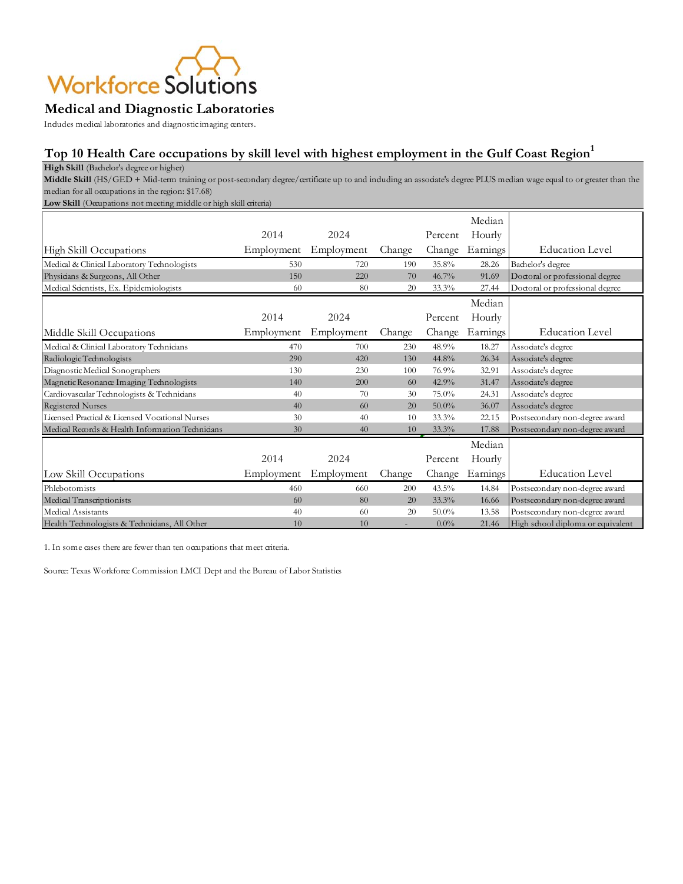Workforce Solutions

## Medical and Diagnostic Laboratories

Includes medical laboratories and diagnostic imaging centers.

### Top 10 Health Care occupations by skill level with highest employment in the Gulf Coast Region[1]

**High Skill** (Bachelor's degree or higher)
**Middle Skill** (HS/GED + Mid-term training or post-secondary degree/certificate up to and including an associate's degree PLUS median wage equal to or greater than the median for all occupations in the region: $17.68)
**Low Skill** (Occupations not meeting middle or high skill criteria)

| High Skill Occupations | 2014 Employment | 2024 Employment | Change | Percent Change | Median Hourly Earnings | Education Level |
|---|---|---|---|---|---|---|
| Medical & Clinical Laboratory Technologists | 530 | 720 | 190 | 35.8% | 28.26 | Bachelor's degree |
| Physicians & Surgeons, All Other | 150 | 220 | 70 | 46.7% | 91.69 | Doctoral or professional degree |
| Medical Scientists, Ex. Epidemiologists | 60 | 80 | 20 | 33.3% | 27.44 | Doctoral or professional degree |

| Middle Skill Occupations | 2014 Employment | 2024 Employment | Change | Percent Change | Median Hourly Earnings | Education Level |
|---|---|---|---|---|---|---|
| Medical & Clinical Laboratory Technicians | 470 | 700 | 230 | 48.9% | 18.27 | Associate's degree |
| Radiologic Technologists | 290 | 420 | 130 | 44.8% | 26.34 | Associate's degree |
| Diagnostic Medical Sonographers | 130 | 230 | 100 | 76.9% | 32.91 | Associate's degree |
| Magnetic Resonance Imaging Technologists | 140 | 200 | 60 | 42.9% | 31.47 | Associate's degree |
| Cardiovascular Technologists & Technicians | 40 | 70 | 30 | 75.0% | 24.31 | Associate's degree |
| Registered Nurses | 40 | 60 | 20 | 50.0% | 36.07 | Associate's degree |
| Licensed Practical & Licensed Vocational Nurses | 30 | 40 | 10 | 33.3% | 22.15 | Postsecondary non-degree award |
| Medical Records & Health Information Technicians | 30 | 40 | 10 | 33.3% | 17.88 | Postsecondary non-degree award |

| Low Skill Occupations | 2014 Employment | 2024 Employment | Change | Percent Change | Median Hourly Earnings | Education Level |
|---|---|---|---|---|---|---|
| Phlebotomists | 460 | 660 | 200 | 43.5% | 14.84 | Postsecondary non-degree award |
| Medical Transcriptionists | 60 | 80 | 20 | 33.3% | 16.66 | Postsecondary non-degree award |
| Medical Assistants | 40 | 60 | 20 | 50.0% | 13.58 | Postsecondary non-degree award |
| Health Technologists & Technicians, All Other | 10 | 10 | - | 0.0% | 21.46 | High school diploma or equivalent |

1. In some cases there are fewer than ten occupations that meet criteria.

Source: Texas Workforce Commission LMCI Dept and the Bureau of Labor Statistics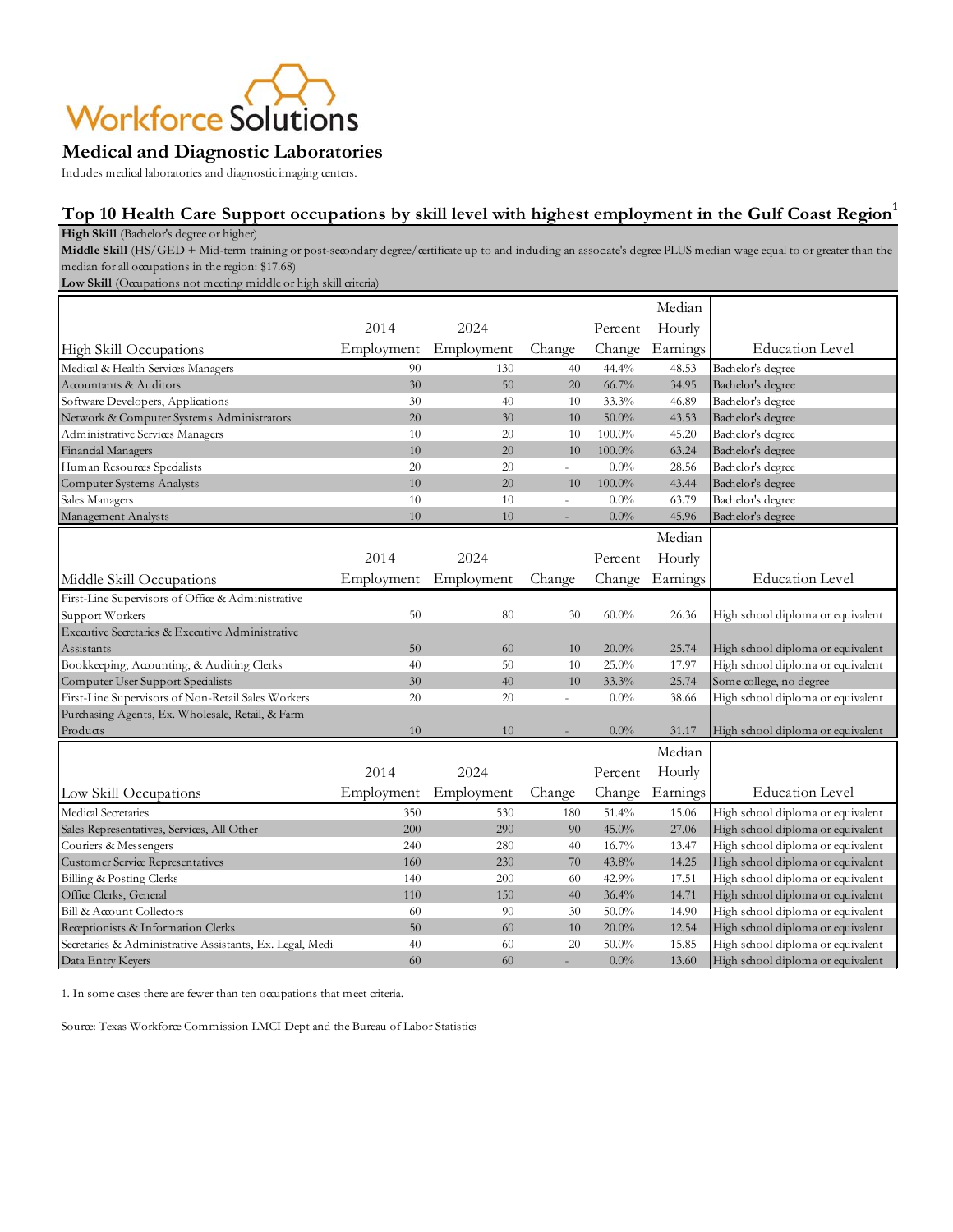Workforce Solutions

## Medical and Diagnostic Laboratories

Includes medical laboratories and diagnostic imaging centers.

### Top 10 Health Care Support occupations by skill level with highest employment in the Gulf Coast Region[1]

**High Skill** (Bachelor's degree or higher)
**Middle Skill** (HS/GED + Mid-term training or post-secondary degree/certificate up to and including an associate's degree PLUS median wage equal to or greater than the median for all occupations in the region: $17.68)
**Low Skill** (Occupations not meeting middle or high skill criteria)

| High Skill Occupations | 2014 Employment | 2024 Employment | Change | Percent Change | Median Hourly Earnings | Education Level |
|---|---|---|---|---|---|---|
| Medical & Health Services Managers | 90 | 130 | 40 | 44.4% | 48.53 | Bachelor's degree |
| Accountants & Auditors | 30 | 50 | 20 | 66.7% | 34.95 | Bachelor's degree |
| Software Developers, Applications | 30 | 40 | 10 | 33.3% | 46.89 | Bachelor's degree |
| Network & Computer Systems Administrators | 20 | 30 | 10 | 50.0% | 43.53 | Bachelor's degree |
| Administrative Services Managers | 10 | 20 | 10 | 100.0% | 45.20 | Bachelor's degree |
| Financial Managers | 10 | 20 | 10 | 100.0% | 63.24 | Bachelor's degree |
| Human Resources Specialists | 20 | 20 | - | 0.0% | 28.56 | Bachelor's degree |
| Computer Systems Analysts | 10 | 20 | 10 | 100.0% | 43.44 | Bachelor's degree |
| Sales Managers | 10 | 10 | - | 0.0% | 63.79 | Bachelor's degree |
| Management Analysts | 10 | 10 | - | 0.0% | 45.96 | Bachelor's degree |

| Middle Skill Occupations | 2014 Employment | 2024 Employment | Change | Percent Change | Median Hourly Earnings | Education Level |
|---|---|---|---|---|---|---|
| First-Line Supervisors of Office & Administrative Support Workers | 50 | 80 | 30 | 60.0% | 26.36 | High school diploma or equivalent |
| Executive Secretaries & Executive Administrative Assistants | 50 | 60 | 10 | 20.0% | 25.74 | High school diploma or equivalent |
| Bookkeeping, Accounting, & Auditing Clerks | 40 | 50 | 10 | 25.0% | 17.97 | High school diploma or equivalent |
| Computer User Support Specialists | 30 | 40 | 10 | 33.3% | 25.74 | Some college, no degree |
| First-Line Supervisors of Non-Retail Sales Workers | 20 | 20 | - | 0.0% | 38.66 | High school diploma or equivalent |
| Purchasing Agents, Ex. Wholesale, Retail, & Farm Products | 10 | 10 | - | 0.0% | 31.17 | High school diploma or equivalent |

| Low Skill Occupations | 2014 Employment | 2024 Employment | Change | Percent Change | Median Hourly Earnings | Education Level |
|---|---|---|---|---|---|---|
| Medical Secretaries | 350 | 530 | 180 | 51.4% | 15.06 | High school diploma or equivalent |
| Sales Representatives, Services, All Other | 200 | 290 | 90 | 45.0% | 27.06 | High school diploma or equivalent |
| Couriers & Messengers | 240 | 280 | 40 | 16.7% | 13.47 | High school diploma or equivalent |
| Customer Service Representatives | 160 | 230 | 70 | 43.8% | 14.25 | High school diploma or equivalent |
| Billing & Posting Clerks | 140 | 200 | 60 | 42.9% | 17.51 | High school diploma or equivalent |
| Office Clerks, General | 110 | 150 | 40 | 36.4% | 14.71 | High school diploma or equivalent |
| Bill & Account Collectors | 60 | 90 | 30 | 50.0% | 14.90 | High school diploma or equivalent |
| Receptionists & Information Clerks | 50 | 60 | 10 | 20.0% | 12.54 | High school diploma or equivalent |
| Secretaries & Administrative Assistants, Ex. Legal, Medi | 40 | 60 | 20 | 50.0% | 15.85 | High school diploma or equivalent |
| Data Entry Keyers | 60 | 60 | - | 0.0% | 13.60 | High school diploma or equivalent |

1. In some cases there are fewer than ten occupations that meet criteria.

Source: Texas Workforce Commission LMCI Dept and the Bureau of Labor Statistics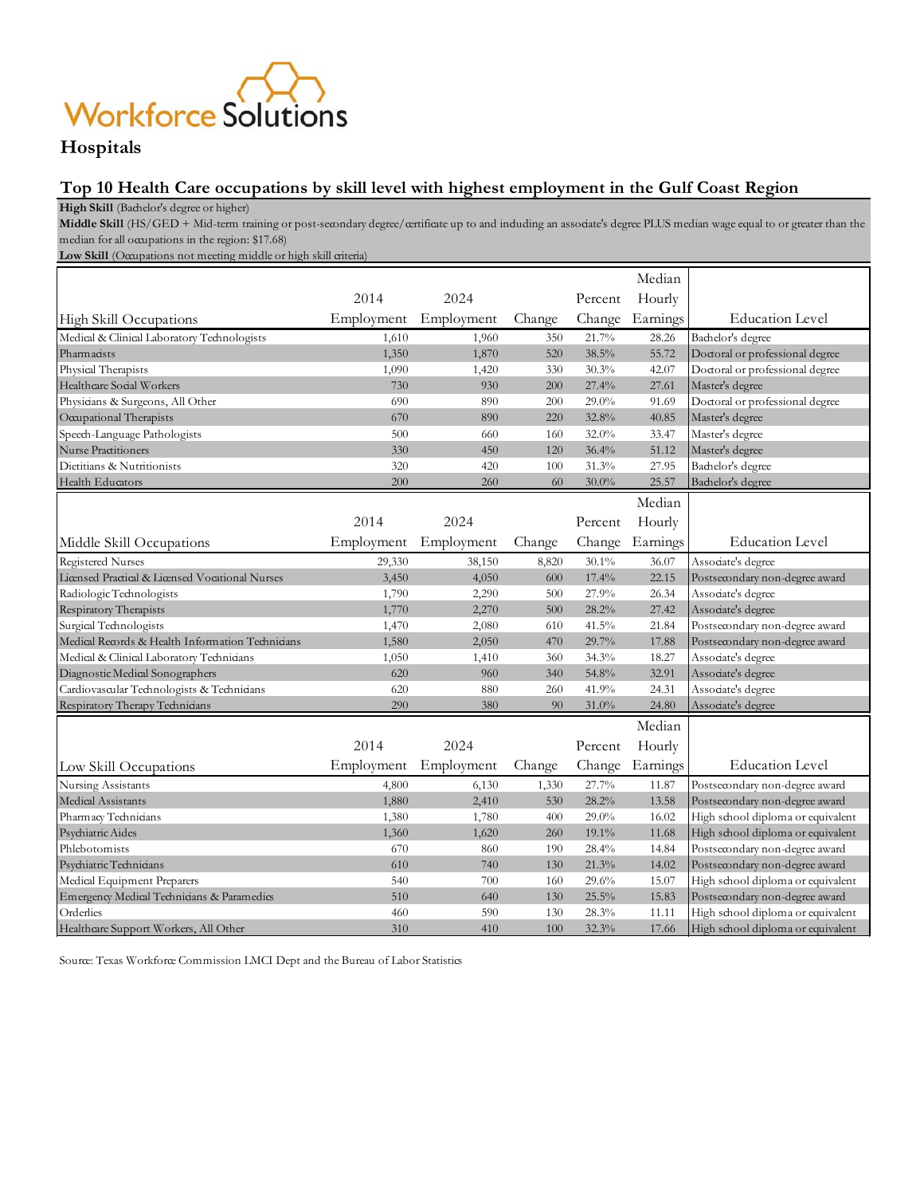Workforce Solutions

## Hospitals

### Top 10 Health Care occupations by skill level with highest employment in the Gulf Coast Region

**High Skill** (Bachelor's degree or higher)
**Middle Skill** (HS/GED + Mid-term training or post-secondary degree/certificate up to and including an associate's degree PLUS median wage equal to or greater than the median for all occupations in the region: $17.68)
**Low Skill** (Occupations not meeting middle or high skill criteria)

| High Skill Occupations | 2014 Employment | 2024 Employment | Change | Percent Change | Median Hourly Earnings | Education Level |
|---|---|---|---|---|---|---|
| Medical & Clinical Laboratory Technologists | 1,610 | 1,960 | 350 | 21.7% | 28.26 | Bachelor's degree |
| Pharmacists | 1,350 | 1,870 | 520 | 38.5% | 55.72 | Doctoral or professional degree |
| Physical Therapists | 1,090 | 1,420 | 330 | 30.3% | 42.07 | Doctoral or professional degree |
| Healthcare Social Workers | 730 | 930 | 200 | 27.4% | 27.61 | Master's degree |
| Physicians & Surgeons, All Other | 690 | 890 | 200 | 29.0% | 91.69 | Doctoral or professional degree |
| Occupational Therapists | 670 | 890 | 220 | 32.8% | 40.85 | Master's degree |
| Speech-Language Pathologists | 500 | 660 | 160 | 32.0% | 33.47 | Master's degree |
| Nurse Practitioners | 330 | 450 | 120 | 36.4% | 51.12 | Master's degree |
| Dietitians & Nutritionists | 320 | 420 | 100 | 31.3% | 27.95 | Bachelor's degree |
| Health Educators | 200 | 260 | 60 | 30.0% | 25.57 | Bachelor's degree |

| Middle Skill Occupations | 2014 Employment | 2024 Employment | Change | Percent Change | Median Hourly Earnings | Education Level |
|---|---|---|---|---|---|---|
| Registered Nurses | 29,330 | 38,150 | 8,820 | 30.1% | 36.07 | Associate's degree |
| Licensed Practical & Licensed Vocational Nurses | 3,450 | 4,050 | 600 | 17.4% | 22.15 | Postsecondary non-degree award |
| Radiologic Technologists | 1,790 | 2,290 | 500 | 27.9% | 26.34 | Associate's degree |
| Respiratory Therapists | 1,770 | 2,270 | 500 | 28.2% | 27.42 | Associate's degree |
| Surgical Technologists | 1,470 | 2,080 | 610 | 41.5% | 21.84 | Postsecondary non-degree award |
| Medical Records & Health Information Technicians | 1,580 | 2,050 | 470 | 29.7% | 17.88 | Postsecondary non-degree award |
| Medical & Clinical Laboratory Technicians | 1,050 | 1,410 | 360 | 34.3% | 18.27 | Associate's degree |
| Diagnostic Medical Sonographers | 620 | 960 | 340 | 54.8% | 32.91 | Associate's degree |
| Cardiovascular Technologists & Technicians | 620 | 880 | 260 | 41.9% | 24.31 | Associate's degree |
| Respiratory Therapy Technicians | 290 | 380 | 90 | 31.0% | 24.80 | Associate's degree |

| Low Skill Occupations | 2014 Employment | 2024 Employment | Change | Percent Change | Median Hourly Earnings | Education Level |
|---|---|---|---|---|---|---|
| Nursing Assistants | 4,800 | 6,130 | 1,330 | 27.7% | 11.87 | Postsecondary non-degree award |
| Medical Assistants | 1,880 | 2,410 | 530 | 28.2% | 13.58 | Postsecondary non-degree award |
| Pharmacy Technicians | 1,380 | 1,780 | 400 | 29.0% | 16.02 | High school diploma or equivalent |
| Psychiatric Aides | 1,360 | 1,620 | 260 | 19.1% | 11.68 | High school diploma or equivalent |
| Phlebotomists | 670 | 860 | 190 | 28.4% | 14.84 | Postsecondary non-degree award |
| Psychiatric Technicians | 610 | 740 | 130 | 21.3% | 14.02 | Postsecondary non-degree award |
| Medical Equipment Preparers | 540 | 700 | 160 | 29.6% | 15.07 | High school diploma or equivalent |
| Emergency Medical Technicians & Paramedics | 510 | 640 | 130 | 25.5% | 15.83 | Postsecondary non-degree award |
| Orderlies | 460 | 590 | 130 | 28.3% | 11.11 | High school diploma or equivalent |
| Healthcare Support Workers, All Other | 310 | 410 | 100 | 32.3% | 17.66 | High school diploma or equivalent |

Source: Texas Workforce Commission LMCI Dept and the Bureau of Labor Statistics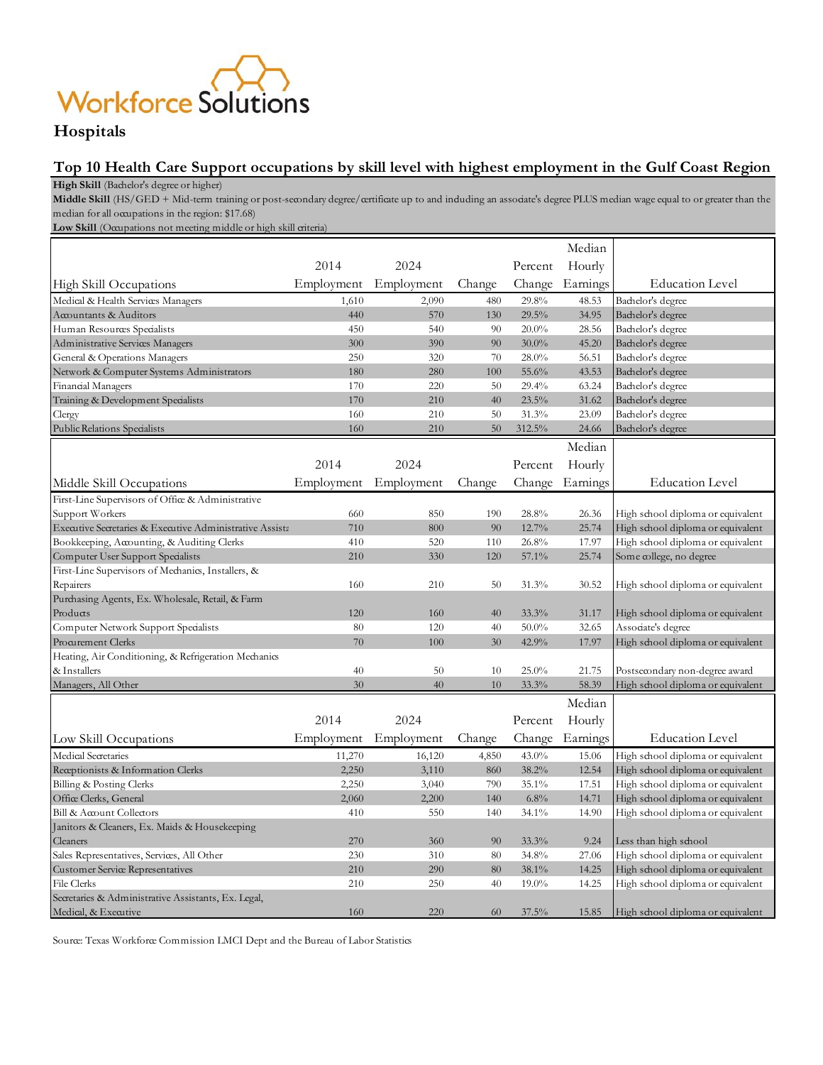# Workforce Solutions

## Hospitals

### Top 10 Health Care Support occupations by skill level with highest employment in the Gulf Coast Region

**High Skill** (Bachelor's degree or higher)

**Middle Skill** (HS/GED + Mid-term training or post-secondary degree/certificate up to and including an associate's degree PLUS median wage equal to or greater than the median for all occupations in the region: $17.68)

**Low Skill** (Occupations not meeting middle or high skill criteria)

| High Skill Occupations | 2014 Employment | 2024 Employment | Change | Percent Change | Median Hourly Earnings | Education Level |
|---|---|---|---|---|---|---|
| Medical & Health Services Managers | 1,610 | 2,090 | 480 | 29.8% | 48.53 | Bachelor's degree |
| Accountants & Auditors | 440 | 570 | 130 | 29.5% | 34.95 | Bachelor's degree |
| Human Resources Specialists | 450 | 540 | 90 | 20.0% | 28.56 | Bachelor's degree |
| Administrative Services Managers | 300 | 390 | 90 | 30.0% | 45.20 | Bachelor's degree |
| General & Operations Managers | 250 | 320 | 70 | 28.0% | 56.51 | Bachelor's degree |
| Network & Computer Systems Administrators | 180 | 280 | 100 | 55.6% | 43.53 | Bachelor's degree |
| Financial Managers | 170 | 220 | 50 | 29.4% | 63.24 | Bachelor's degree |
| Training & Development Specialists | 170 | 210 | 40 | 23.5% | 31.62 | Bachelor's degree |
| Clergy | 160 | 210 | 50 | 31.3% | 23.09 | Bachelor's degree |
| Public Relations Specialists | 160 | 210 | 50 | 312.5% | 24.66 | Bachelor's degree |

| Middle Skill Occupations | 2014 Employment | 2024 Employment | Change | Percent Change | Median Hourly Earnings | Education Level |
|---|---|---|---|---|---|---|
| First-Line Supervisors of Office & Administrative Support Workers | 660 | 850 | 190 | 28.8% | 26.36 | High school diploma or equivalent |
| Executive Secretaries & Executive Administrative Assista | 710 | 800 | 90 | 12.7% | 25.74 | High school diploma or equivalent |
| Bookkeeping, Accounting, & Auditing Clerks | 410 | 520 | 110 | 26.8% | 17.97 | High school diploma or equivalent |
| Computer User Support Specialists | 210 | 330 | 120 | 57.1% | 25.74 | Some college, no degree |
| First-Line Supervisors of Mechanics, Installers, & Repairers | 160 | 210 | 50 | 31.3% | 30.52 | High school diploma or equivalent |
| Purchasing Agents, Ex. Wholesale, Retail, & Farm Products | 120 | 160 | 40 | 33.3% | 31.17 | High school diploma or equivalent |
| Computer Network Support Specialists | 80 | 120 | 40 | 50.0% | 32.65 | Associate's degree |
| Procurement Clerks | 70 | 100 | 30 | 42.9% | 17.97 | High school diploma or equivalent |
| Heating, Air Conditioning, & Refrigeration Mechanics & Installers | 40 | 50 | 10 | 25.0% | 21.75 | Postsecondary non-degree award |
| Managers, All Other | 30 | 40 | 10 | 33.3% | 58.39 | High school diploma or equivalent |

| Low Skill Occupations | 2014 Employment | 2024 Employment | Change | Percent Change | Median Hourly Earnings | Education Level |
|---|---|---|---|---|---|---|
| Medical Secretaries | 11,270 | 16,120 | 4,850 | 43.0% | 15.06 | High school diploma or equivalent |
| Receptionists & Information Clerks | 2,250 | 3,110 | 860 | 38.2% | 12.54 | High school diploma or equivalent |
| Billing & Posting Clerks | 2,250 | 3,040 | 790 | 35.1% | 17.51 | High school diploma or equivalent |
| Office Clerks, General | 2,060 | 2,200 | 140 | 6.8% | 14.71 | High school diploma or equivalent |
| Bill & Account Collectors | 410 | 550 | 140 | 34.1% | 14.90 | High school diploma or equivalent |
| Janitors & Cleaners, Ex. Maids & Housekeeping Cleaners | 270 | 360 | 90 | 33.3% | 9.24 | Less than high school |
| Sales Representatives, Services, All Other | 230 | 310 | 80 | 34.8% | 27.06 | High school diploma or equivalent |
| Customer Service Representatives | 210 | 290 | 80 | 38.1% | 14.25 | High school diploma or equivalent |
| File Clerks | 210 | 250 | 40 | 19.0% | 14.25 | High school diploma or equivalent |
| Secretaries & Administrative Assistants, Ex. Legal, Medical, & Executive | 160 | 220 | 60 | 37.5% | 15.85 | High school diploma or equivalent |

Source: Texas Workforce Commission LMCI Dept and the Bureau of Labor Statistics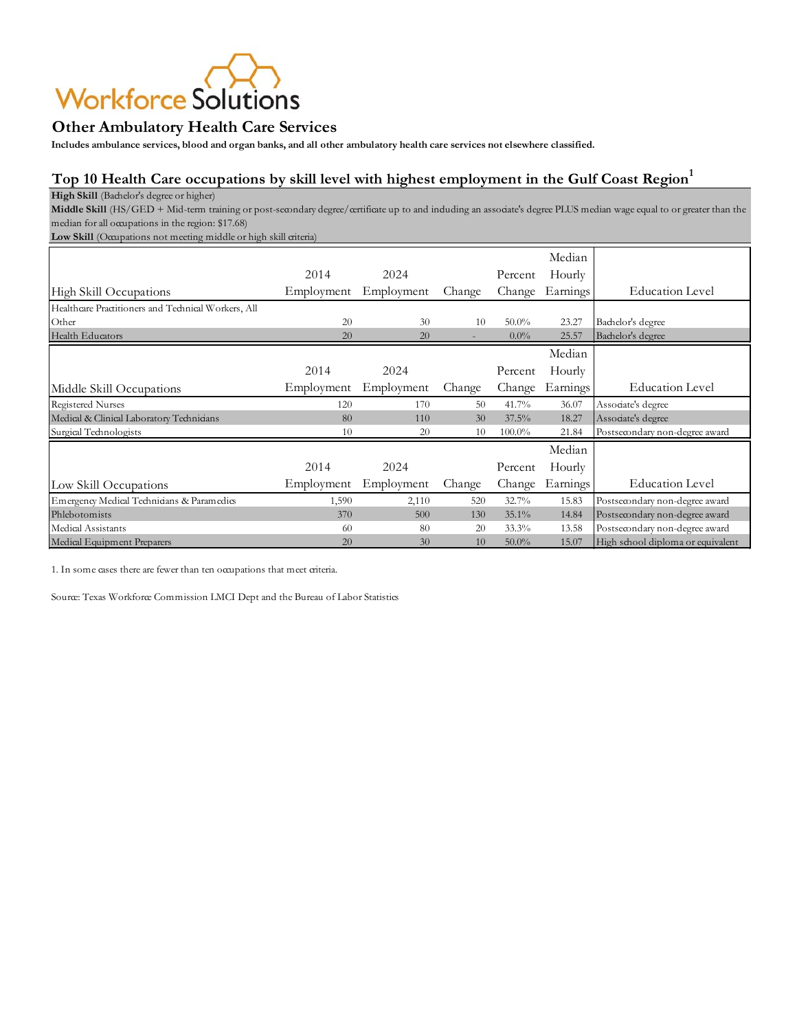Workforce Solutions

## Other Ambulatory Health Care Services

**Includes ambulance services, blood and organ banks, and all other ambulatory health care services not elsewhere classified.**

### Top 10 Health Care occupations by skill level with highest employment in the Gulf Coast Region[1]

**High Skill** (Bachelor's degree or higher)
**Middle Skill** (HS/GED + Mid-term training or post-secondary degree/certificate up to and including an associate's degree PLUS median wage equal to or greater than the median for all occupations in the region: $17.68)
**Low Skill** (Occupations not meeting middle or high skill criteria)

| High Skill Occupations | 2014 Employment | 2024 Employment | Change | Percent Change | Median Hourly Earnings | Education Level |
|---|---|---|---|---|---|---|
| Healthcare Practitioners and Technical Workers, All Other | 20 | 30 | 10 | 50.0% | 23.27 | Bachelor's degree |
| Health Educators | 20 | 20 | - | 0.0% | 25.57 | Bachelor's degree |

| Middle Skill Occupations | 2014 Employment | 2024 Employment | Change | Percent Change | Median Hourly Earnings | Education Level |
|---|---|---|---|---|---|---|
| Registered Nurses | 120 | 170 | 50 | 41.7% | 36.07 | Associate's degree |
| Medical & Clinical Laboratory Technicians | 80 | 110 | 30 | 37.5% | 18.27 | Associate's degree |
| Surgical Technologists | 10 | 20 | 10 | 100.0% | 21.84 | Postsecondary non-degree award |

| Low Skill Occupations | 2014 Employment | 2024 Employment | Change | Percent Change | Median Hourly Earnings | Education Level |
|---|---|---|---|---|---|---|
| Emergency Medical Technicians & Paramedics | 1,590 | 2,110 | 520 | 32.7% | 15.83 | Postsecondary non-degree award |
| Phlebotomists | 370 | 500 | 130 | 35.1% | 14.84 | Postsecondary non-degree award |
| Medical Assistants | 60 | 80 | 20 | 33.3% | 13.58 | Postsecondary non-degree award |
| Medical Equipment Preparers | 20 | 30 | 10 | 50.0% | 15.07 | High school diploma or equivalent |

1. In some cases there are fewer than ten occupations that meet criteria.

Source: Texas Workforce Commission LMCI Dept and the Bureau of Labor Statistics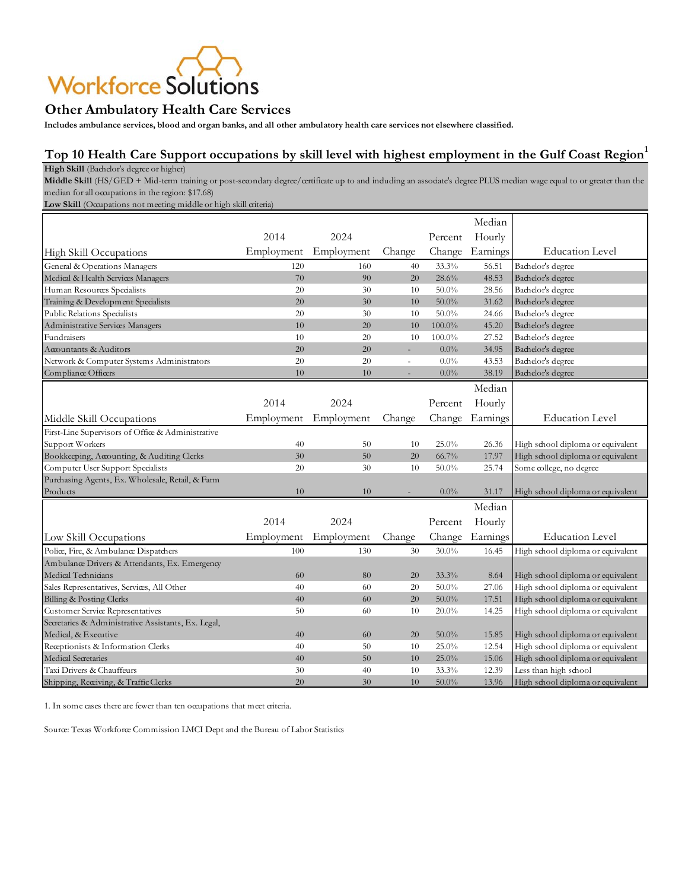Workforce Solutions

## Other Ambulatory Health Care Services

**Includes ambulance services, blood and organ banks, and all other ambulatory health care services not elsewhere classified.**

### Top 10 Health Care Support occupations by skill level with highest employment in the Gulf Coast Region[1]

**High Skill** (Bachelor's degree or higher)
**Middle Skill** (HS/GED + Mid-term training or post-secondary degree/certificate up to and including an associate's degree PLUS median wage equal to or greater than the median for all occupations in the region: $17.68)
**Low Skill** (Occupations not meeting middle or high skill criteria)

| High Skill Occupations | 2014 Employment | 2024 Employment | Change | Percent Change | Median Hourly Earnings | Education Level |
|---|---|---|---|---|---|---|
| General & Operations Managers | 120 | 160 | 40 | 33.3% | 56.51 | Bachelor's degree |
| Medical & Health Services Managers | 70 | 90 | 20 | 28.6% | 48.53 | Bachelor's degree |
| Human Resources Specialists | 20 | 30 | 10 | 50.0% | 28.56 | Bachelor's degree |
| Training & Development Specialists | 20 | 30 | 10 | 50.0% | 31.62 | Bachelor's degree |
| Public Relations Specialists | 20 | 30 | 10 | 50.0% | 24.66 | Bachelor's degree |
| Administrative Services Managers | 10 | 20 | 10 | 100.0% | 45.20 | Bachelor's degree |
| Fundraisers | 10 | 20 | 10 | 100.0% | 27.52 | Bachelor's degree |
| Accountants & Auditors | 20 | 20 | - | 0.0% | 34.95 | Bachelor's degree |
| Network & Computer Systems Administrators | 20 | 20 | - | 0.0% | 43.53 | Bachelor's degree |
| Compliance Officers | 10 | 10 | - | 0.0% | 38.19 | Bachelor's degree |

| Middle Skill Occupations | 2014 Employment | 2024 Employment | Change | Percent Change | Median Hourly Earnings | Education Level |
|---|---|---|---|---|---|---|
| First-Line Supervisors of Office & Administrative Support Workers | 40 | 50 | 10 | 25.0% | 26.36 | High school diploma or equivalent |
| Bookkeeping, Accounting, & Auditing Clerks | 30 | 50 | 20 | 66.7% | 17.97 | High school diploma or equivalent |
| Computer User Support Specialists | 20 | 30 | 10 | 50.0% | 25.74 | Some college, no degree |
| Purchasing Agents, Ex. Wholesale, Retail, & Farm Products | 10 | 10 | - | 0.0% | 31.17 | High school diploma or equivalent |

| Low Skill Occupations | 2014 Employment | 2024 Employment | Change | Percent Change | Median Hourly Earnings | Education Level |
|---|---|---|---|---|---|---|
| Police, Fire, & Ambulance Dispatchers | 100 | 130 | 30 | 30.0% | 16.45 | High school diploma or equivalent |
| Ambulance Drivers & Attendants, Ex. Emergency Medical Technicians | 60 | 80 | 20 | 33.3% | 8.64 | High school diploma or equivalent |
| Sales Representatives, Services, All Other | 40 | 60 | 20 | 50.0% | 27.06 | High school diploma or equivalent |
| Billing & Posting Clerks | 40 | 60 | 20 | 50.0% | 17.51 | High school diploma or equivalent |
| Customer Service Representatives | 50 | 60 | 10 | 20.0% | 14.25 | High school diploma or equivalent |
| Secretaries & Administrative Assistants, Ex. Legal, Medical, & Executive | 40 | 60 | 20 | 50.0% | 15.85 | High school diploma or equivalent |
| Receptionists & Information Clerks | 40 | 50 | 10 | 25.0% | 12.54 | High school diploma or equivalent |
| Medical Secretaries | 40 | 50 | 10 | 25.0% | 15.06 | High school diploma or equivalent |
| Taxi Drivers & Chauffeurs | 30 | 40 | 10 | 33.3% | 12.39 | Less than high school |
| Shipping, Receiving, & Traffic Clerks | 20 | 30 | 10 | 50.0% | 13.96 | High school diploma or equivalent |

1. In some cases there are fewer than ten occupations that meet criteria.

Source: Texas Workforce Commission LMCI Dept and the Bureau of Labor Statistics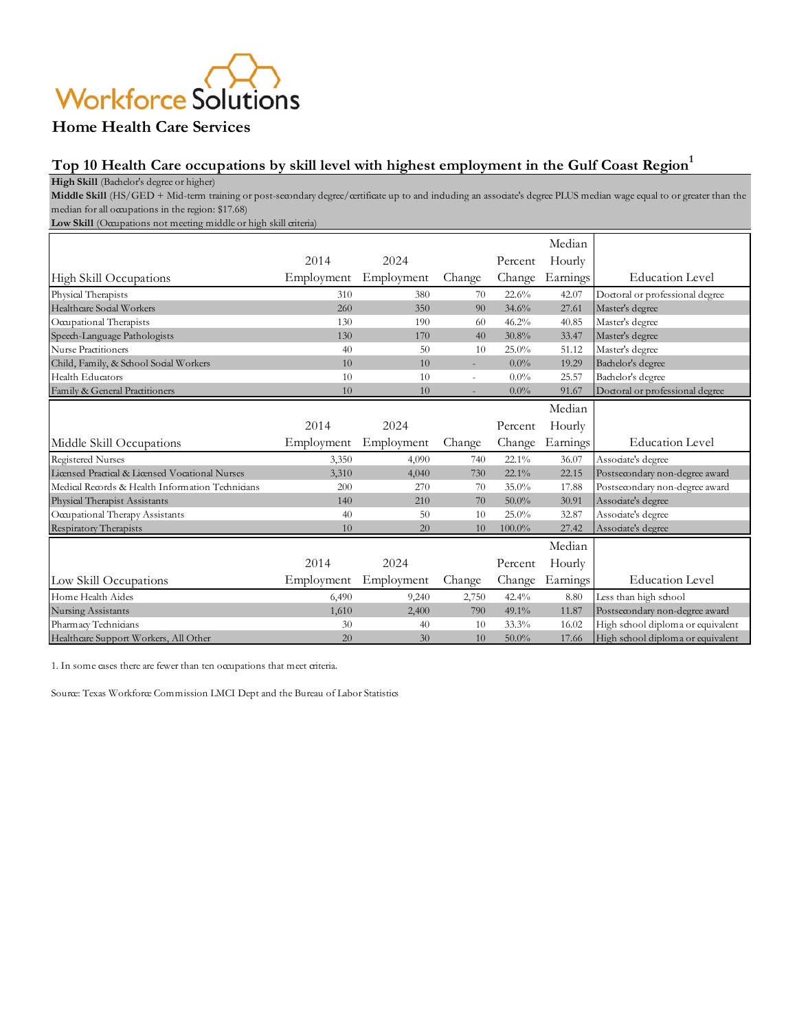Workforce Solutions

## Home Health Care Services

### Top 10 Health Care occupations by skill level with highest employment in the Gulf Coast Region[1]

**High Skill** (Bachelor's degree or higher)
**Middle Skill** (HS/GED + Mid-term training or post-secondary degree/certificate up to and including an associate's degree PLUS median wage equal to or greater than the median for all occupations in the region: $17.68)
**Low Skill** (Occupations not meeting middle or high skill criteria)

| High Skill Occupations | 2014 Employment | 2024 Employment | Change | Percent Change | Median Hourly Earnings | Education Level |
|---|---|---|---|---|---|---|
| Physical Therapists | 310 | 380 | 70 | 22.6% | 42.07 | Doctoral or professional degree |
| Healthcare Social Workers | 260 | 350 | 90 | 34.6% | 27.61 | Master's degree |
| Occupational Therapists | 130 | 190 | 60 | 46.2% | 40.85 | Master's degree |
| Speech-Language Pathologists | 130 | 170 | 40 | 30.8% | 33.47 | Master's degree |
| Nurse Practitioners | 40 | 50 | 10 | 25.0% | 51.12 | Master's degree |
| Child, Family, & School Social Workers | 10 | 10 | - | 0.0% | 19.29 | Bachelor's degree |
| Health Educators | 10 | 10 | - | 0.0% | 25.57 | Bachelor's degree |
| Family & General Practitioners | 10 | 10 | - | 0.0% | 91.67 | Doctoral or professional degree |

| Middle Skill Occupations | 2014 Employment | 2024 Employment | Change | Percent Change | Median Hourly Earnings | Education Level |
|---|---|---|---|---|---|---|
| Registered Nurses | 3,350 | 4,090 | 740 | 22.1% | 36.07 | Associate's degree |
| Licensed Practical & Licensed Vocational Nurses | 3,310 | 4,040 | 730 | 22.1% | 22.15 | Postsecondary non-degree award |
| Medical Records & Health Information Technicians | 200 | 270 | 70 | 35.0% | 17.88 | Postsecondary non-degree award |
| Physical Therapist Assistants | 140 | 210 | 70 | 50.0% | 30.91 | Associate's degree |
| Occupational Therapy Assistants | 40 | 50 | 10 | 25.0% | 32.87 | Associate's degree |
| Respiratory Therapists | 10 | 20 | 10 | 100.0% | 27.42 | Associate's degree |

| Low Skill Occupations | 2014 Employment | 2024 Employment | Change | Percent Change | Median Hourly Earnings | Education Level |
|---|---|---|---|---|---|---|
| Home Health Aides | 6,490 | 9,240 | 2,750 | 42.4% | 8.80 | Less than high school |
| Nursing Assistants | 1,610 | 2,400 | 790 | 49.1% | 11.87 | Postsecondary non-degree award |
| Pharmacy Technicians | 30 | 40 | 10 | 33.3% | 16.02 | High school diploma or equivalent |
| Healthcare Support Workers, All Other | 20 | 30 | 10 | 50.0% | 17.66 | High school diploma or equivalent |

1. In some cases there are fewer than ten occupations that meet criteria.

Source: Texas Workforce Commission LMCI Dept and the Bureau of Labor Statistics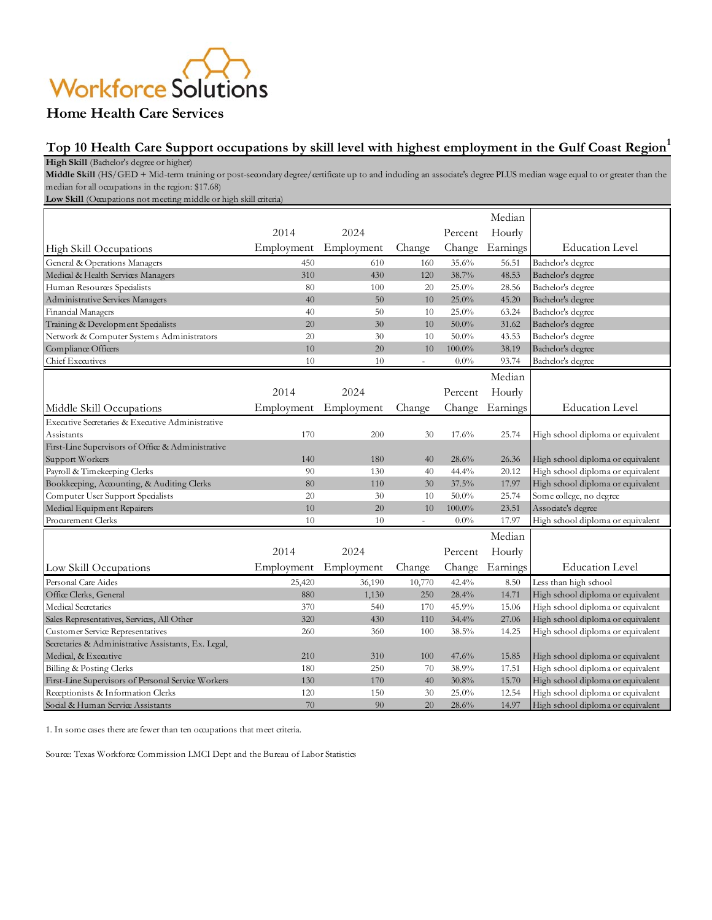Workforce Solutions

## Home Health Care Services

### Top 10 Health Care Support occupations by skill level with highest employment in the Gulf Coast Region[1]

**High Skill** (Bachelor's degree or higher)
**Middle Skill** (HS/GED + Mid-term training or post-secondary degree/certificate up to and including an associate's degree PLUS median wage equal to or greater than the median for all occupations in the region: $17.68)
**Low Skill** (Occupations not meeting middle or high skill criteria)

| High Skill Occupations | 2014 Employment | 2024 Employment | Change | Percent Change | Median Hourly Earnings | Education Level |
|---|---|---|---|---|---|---|
| General & Operations Managers | 450 | 610 | 160 | 35.6% | 56.51 | Bachelor's degree |
| Medical & Health Services Managers | 310 | 430 | 120 | 38.7% | 48.53 | Bachelor's degree |
| Human Resources Specialists | 80 | 100 | 20 | 25.0% | 28.56 | Bachelor's degree |
| Administrative Services Managers | 40 | 50 | 10 | 25.0% | 45.20 | Bachelor's degree |
| Financial Managers | 40 | 50 | 10 | 25.0% | 63.24 | Bachelor's degree |
| Training & Development Specialists | 20 | 30 | 10 | 50.0% | 31.62 | Bachelor's degree |
| Network & Computer Systems Administrators | 20 | 30 | 10 | 50.0% | 43.53 | Bachelor's degree |
| Compliance Officers | 10 | 20 | 10 | 100.0% | 38.19 | Bachelor's degree |
| Chief Executives | 10 | 10 | - | 0.0% | 93.74 | Bachelor's degree |

| Middle Skill Occupations | 2014 Employment | 2024 Employment | Change | Percent Change | Median Hourly Earnings | Education Level |
|---|---|---|---|---|---|---|
| Executive Secretaries & Executive Administrative Assistants | 170 | 200 | 30 | 17.6% | 25.74 | High school diploma or equivalent |
| First-Line Supervisors of Office & Administrative Support Workers | 140 | 180 | 40 | 28.6% | 26.36 | High school diploma or equivalent |
| Payroll & Timekeeping Clerks | 90 | 130 | 40 | 44.4% | 20.12 | High school diploma or equivalent |
| Bookkeeping, Accounting, & Auditing Clerks | 80 | 110 | 30 | 37.5% | 17.97 | High school diploma or equivalent |
| Computer User Support Specialists | 20 | 30 | 10 | 50.0% | 25.74 | Some college, no degree |
| Medical Equipment Repairers | 10 | 20 | 10 | 100.0% | 23.51 | Associate's degree |
| Procurement Clerks | 10 | 10 | - | 0.0% | 17.97 | High school diploma or equivalent |

| Low Skill Occupations | 2014 Employment | 2024 Employment | Change | Percent Change | Median Hourly Earnings | Education Level |
|---|---|---|---|---|---|---|
| Personal Care Aides | 25,420 | 36,190 | 10,770 | 42.4% | 8.50 | Less than high school |
| Office Clerks, General | 880 | 1,130 | 250 | 28.4% | 14.71 | High school diploma or equivalent |
| Medical Secretaries | 370 | 540 | 170 | 45.9% | 15.06 | High school diploma or equivalent |
| Sales Representatives, Services, All Other | 320 | 430 | 110 | 34.4% | 27.06 | High school diploma or equivalent |
| Customer Service Representatives | 260 | 360 | 100 | 38.5% | 14.25 | High school diploma or equivalent |
| Secretaries & Administrative Assistants, Ex. Legal, Medical, & Executive | 210 | 310 | 100 | 47.6% | 15.85 | High school diploma or equivalent |
| Billing & Posting Clerks | 180 | 250 | 70 | 38.9% | 17.51 | High school diploma or equivalent |
| First-Line Supervisors of Personal Service Workers | 130 | 170 | 40 | 30.8% | 15.70 | High school diploma or equivalent |
| Receptionists & Information Clerks | 120 | 150 | 30 | 25.0% | 12.54 | High school diploma or equivalent |
| Social & Human Service Assistants | 70 | 90 | 20 | 28.6% | 14.97 | High school diploma or equivalent |

1. In some cases there are fewer than ten occupations that meet criteria.

Source: Texas Workforce Commission LMCI Dept and the Bureau of Labor Statistics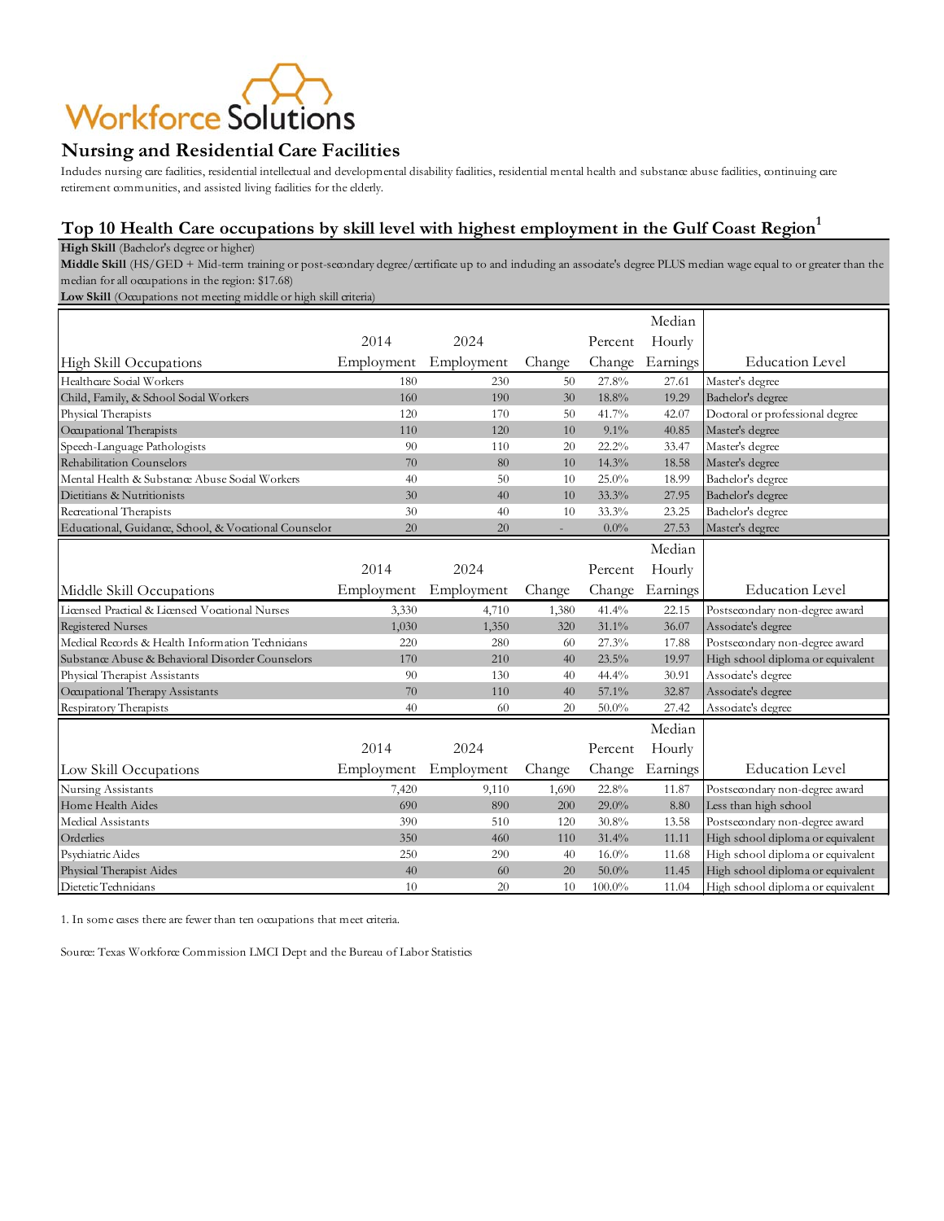Workforce Solutions

## Nursing and Residential Care Facilities

Includes nursing care facilities, residential intellectual and developmental disability facilities, residential mental health and substance abuse facilities, continuing care retirement communities, and assisted living facilities for the elderly.

### Top 10 Health Care occupations by skill level with highest employment in the Gulf Coast Region[1]

**High Skill** (Bachelor's degree or higher)
**Middle Skill** (HS/GED + Mid-term training or post-secondary degree/certificate up to and including an associate's degree PLUS median wage equal to or greater than the median for all occupations in the region: $17.68)
**Low Skill** (Occupations not meeting middle or high skill criteria)

| High Skill Occupations | 2014 Employment | 2024 Employment | Change | Percent Change | Median Hourly Earnings | Education Level |
|---|---|---|---|---|---|---|
| Healthcare Social Workers | 180 | 230 | 50 | 27.8% | 27.61 | Master's degree |
| Child, Family, & School Social Workers | 160 | 190 | 30 | 18.8% | 19.29 | Bachelor's degree |
| Physical Therapists | 120 | 170 | 50 | 41.7% | 42.07 | Doctoral or professional degree |
| Occupational Therapists | 110 | 120 | 10 | 9.1% | 40.85 | Master's degree |
| Speech-Language Pathologists | 90 | 110 | 20 | 22.2% | 33.47 | Master's degree |
| Rehabilitation Counselors | 70 | 80 | 10 | 14.3% | 18.58 | Master's degree |
| Mental Health & Substance Abuse Social Workers | 40 | 50 | 10 | 25.0% | 18.99 | Bachelor's degree |
| Dietitians & Nutritionists | 30 | 40 | 10 | 33.3% | 27.95 | Bachelor's degree |
| Recreational Therapists | 30 | 40 | 10 | 33.3% | 23.25 | Bachelor's degree |
| Educational, Guidance, School, & Vocational Counselor | 20 | 20 | - | 0.0% | 27.53 | Master's degree |

| Middle Skill Occupations | 2014 Employment | 2024 Employment | Change | Percent Change | Median Hourly Earnings | Education Level |
|---|---|---|---|---|---|---|
| Licensed Practical & Licensed Vocational Nurses | 3,330 | 4,710 | 1,380 | 41.4% | 22.15 | Postsecondary non-degree award |
| Registered Nurses | 1,030 | 1,350 | 320 | 31.1% | 36.07 | Associate's degree |
| Medical Records & Health Information Technicians | 220 | 280 | 60 | 27.3% | 17.88 | Postsecondary non-degree award |
| Substance Abuse & Behavioral Disorder Counselors | 170 | 210 | 40 | 23.5% | 19.97 | High school diploma or equivalent |
| Physical Therapist Assistants | 90 | 130 | 40 | 44.4% | 30.91 | Associate's degree |
| Occupational Therapy Assistants | 70 | 110 | 40 | 57.1% | 32.87 | Associate's degree |
| Respiratory Therapists | 40 | 60 | 20 | 50.0% | 27.42 | Associate's degree |

| Low Skill Occupations | 2014 Employment | 2024 Employment | Change | Percent Change | Median Hourly Earnings | Education Level |
|---|---|---|---|---|---|---|
| Nursing Assistants | 7,420 | 9,110 | 1,690 | 22.8% | 11.87 | Postsecondary non-degree award |
| Home Health Aides | 690 | 890 | 200 | 29.0% | 8.80 | Less than high school |
| Medical Assistants | 390 | 510 | 120 | 30.8% | 13.58 | Postsecondary non-degree award |
| Orderlies | 350 | 460 | 110 | 31.4% | 11.11 | High school diploma or equivalent |
| Psychiatric Aides | 250 | 290 | 40 | 16.0% | 11.68 | High school diploma or equivalent |
| Physical Therapist Aides | 40 | 60 | 20 | 50.0% | 11.45 | High school diploma or equivalent |
| Dietetic Technicians | 10 | 20 | 10 | 100.0% | 11.04 | High school diploma or equivalent |

1. In some cases there are fewer than ten occupations that meet criteria.

Source: Texas Workforce Commission LMCI Dept and the Bureau of Labor Statistics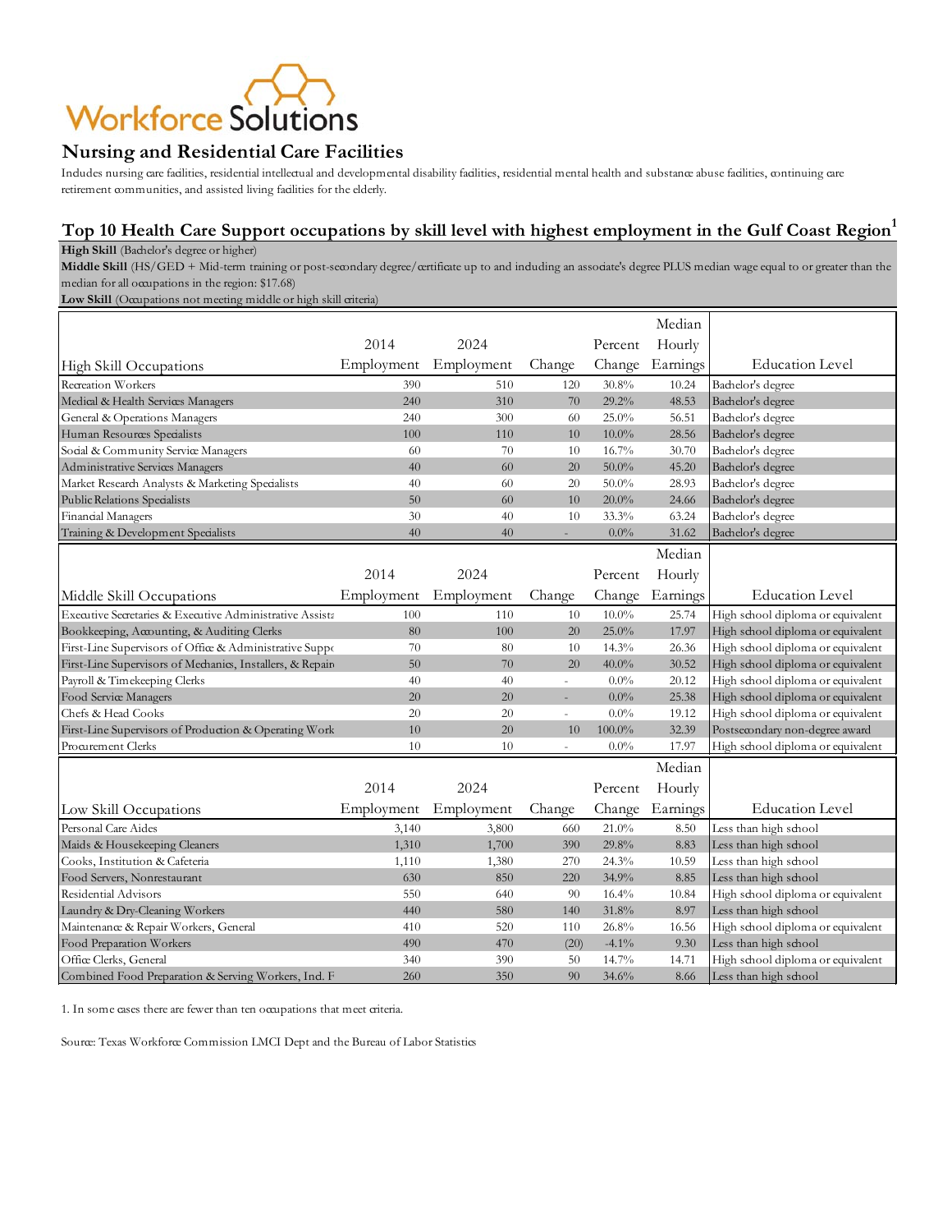Workforce Solutions

# Nursing and Residential Care Facilities

Includes nursing care facilities, residential intellectual and developmental disability facilities, residential mental health and substance abuse facilities, continuing care retirement communities, and assisted living facilities for the elderly.

## Top 10 Health Care Support occupations by skill level with highest employment in the Gulf Coast Region[1]

**High Skill** (Bachelor's degree or higher)

**Middle Skill** (HS/GED + Mid-term training or post-secondary degree/certificate up to and including an associate's degree PLUS median wage equal to or greater than the median for all occupations in the region: $17.68)

**Low Skill** (Occupations not meeting middle or high skill criteria)

| High Skill Occupations | 2014 Employment | 2024 Employment | Change | Percent Change | Median Hourly Earnings | Education Level |
|---|---|---|---|---|---|---|
| Recreation Workers | 390 | 510 | 120 | 30.8% | 10.24 | Bachelor's degree |
| Medical & Health Services Managers | 240 | 310 | 70 | 29.2% | 48.53 | Bachelor's degree |
| General & Operations Managers | 240 | 300 | 60 | 25.0% | 56.51 | Bachelor's degree |
| Human Resources Specialists | 100 | 110 | 10 | 10.0% | 28.56 | Bachelor's degree |
| Social & Community Service Managers | 60 | 70 | 10 | 16.7% | 30.70 | Bachelor's degree |
| Administrative Services Managers | 40 | 60 | 20 | 50.0% | 45.20 | Bachelor's degree |
| Market Research Analysts & Marketing Specialists | 40 | 60 | 20 | 50.0% | 28.93 | Bachelor's degree |
| Public Relations Specialists | 50 | 60 | 10 | 20.0% | 24.66 | Bachelor's degree |
| Financial Managers | 30 | 40 | 10 | 33.3% | 63.24 | Bachelor's degree |
| Training & Development Specialists | 40 | 40 | - | 0.0% | 31.62 | Bachelor's degree |

| Middle Skill Occupations | 2014 Employment | 2024 Employment | Change | Percent Change | Median Hourly Earnings | Education Level |
|---|---|---|---|---|---|---|
| Executive Secretaries & Executive Administrative Assista | 100 | 110 | 10 | 10.0% | 25.74 | High school diploma or equivalent |
| Bookkeeping, Accounting, & Auditing Clerks | 80 | 100 | 20 | 25.0% | 17.97 | High school diploma or equivalent |
| First-Line Supervisors of Office & Administrative Suppo | 70 | 80 | 10 | 14.3% | 26.36 | High school diploma or equivalent |
| First-Line Supervisors of Mechanics, Installers, & Repair | 50 | 70 | 20 | 40.0% | 30.52 | High school diploma or equivalent |
| Payroll & Timekeeping Clerks | 40 | 40 | - | 0.0% | 20.12 | High school diploma or equivalent |
| Food Service Managers | 20 | 20 | - | 0.0% | 25.38 | High school diploma or equivalent |
| Chefs & Head Cooks | 20 | 20 | - | 0.0% | 19.12 | High school diploma or equivalent |
| First-Line Supervisors of Production & Operating Work | 10 | 20 | 10 | 100.0% | 32.39 | Postsecondary non-degree award |
| Procurement Clerks | 10 | 10 | - | 0.0% | 17.97 | High school diploma or equivalent |

| Low Skill Occupations | 2014 Employment | 2024 Employment | Change | Percent Change | Median Hourly Earnings | Education Level |
|---|---|---|---|---|---|---|
| Personal Care Aides | 3,140 | 3,800 | 660 | 21.0% | 8.50 | Less than high school |
| Maids & Housekeeping Cleaners | 1,310 | 1,700 | 390 | 29.8% | 8.83 | Less than high school |
| Cooks, Institution & Cafeteria | 1,110 | 1,380 | 270 | 24.3% | 10.59 | Less than high school |
| Food Servers, Nonrestaurant | 630 | 850 | 220 | 34.9% | 8.85 | Less than high school |
| Residential Advisors | 550 | 640 | 90 | 16.4% | 10.84 | High school diploma or equivalent |
| Laundry & Dry-Cleaning Workers | 440 | 580 | 140 | 31.8% | 8.97 | Less than high school |
| Maintenance & Repair Workers, General | 410 | 520 | 110 | 26.8% | 16.56 | High school diploma or equivalent |
| Food Preparation Workers | 490 | 470 | (20) | -4.1% | 9.30 | Less than high school |
| Office Clerks, General | 340 | 390 | 50 | 14.7% | 14.71 | High school diploma or equivalent |
| Combined Food Preparation & Serving Workers, Ind. F | 260 | 350 | 90 | 34.6% | 8.66 | Less than high school |

1. In some cases there are fewer than ten occupations that meet criteria.

Source: Texas Workforce Commission LMCI Dept and the Bureau of Labor Statistics